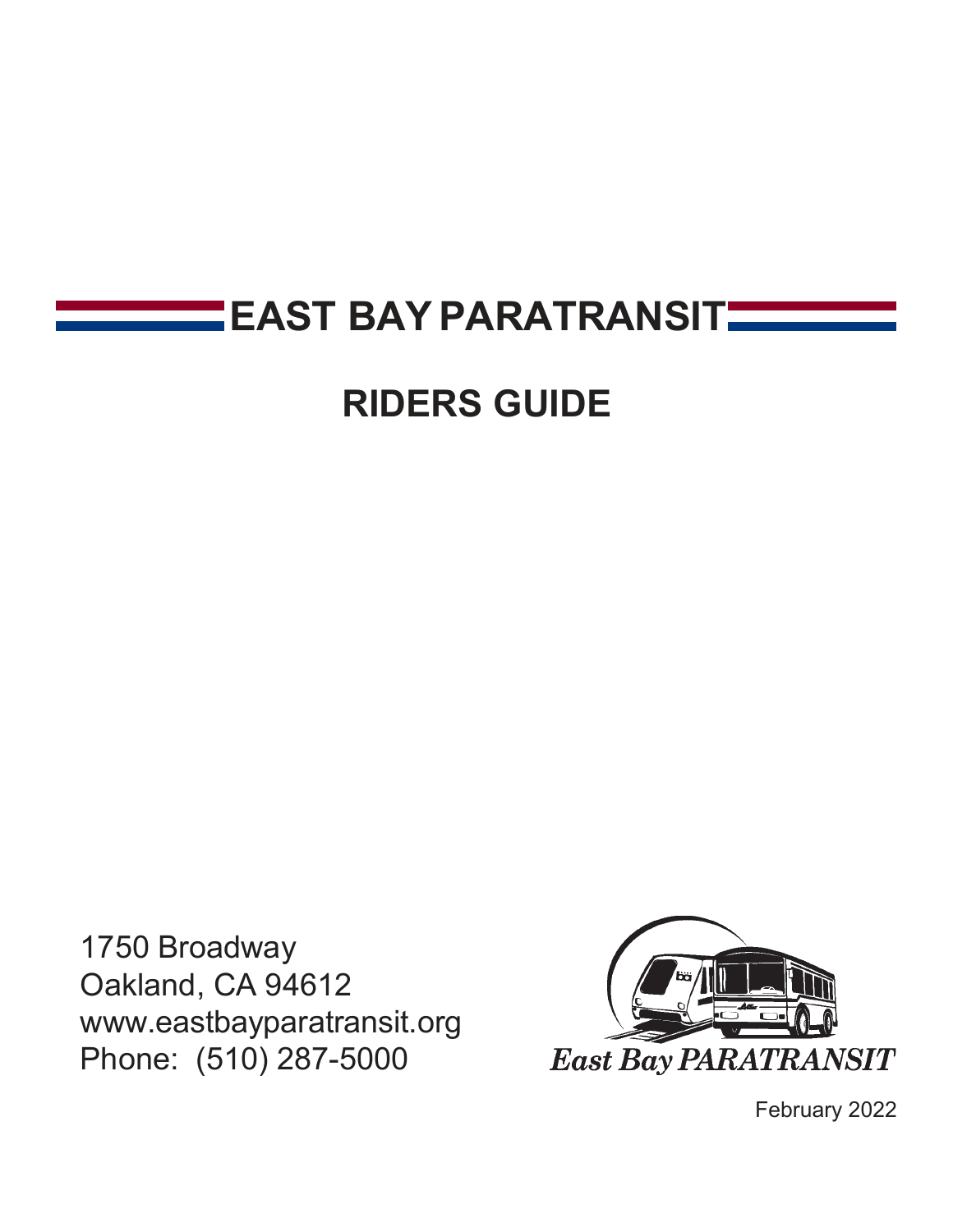# EAST BAY PARATRANSIT

## RIDERS GUIDE

1750 Broadway
Oakland, CA 94612
www.eastbayparatransit.org
Phone: (510) 287-5000

*East Bay PARATRANSIT*

February 2022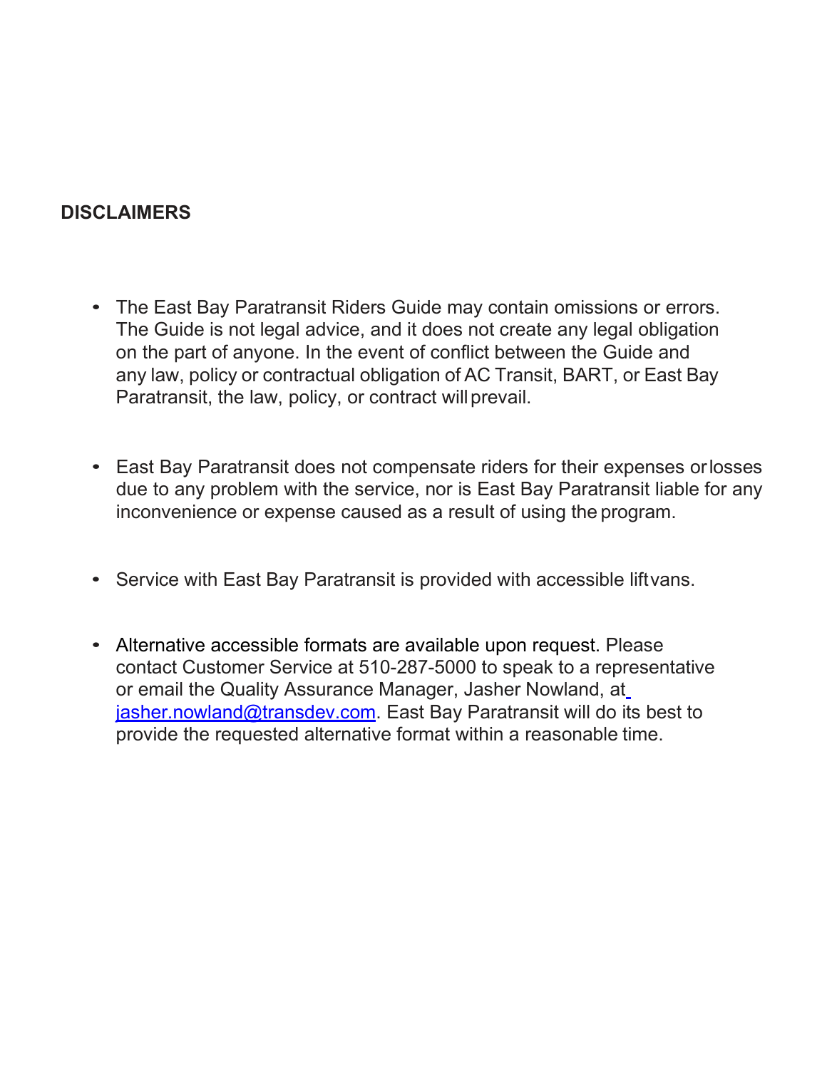## DISCLAIMERS

- The East Bay Paratransit Riders Guide may contain omissions or errors. The Guide is not legal advice, and it does not create any legal obligation on the part of anyone. In the event of conflict between the Guide and any law, policy or contractual obligation of AC Transit, BART, or East Bay Paratransit, the law, policy, or contract will prevail.

- East Bay Paratransit does not compensate riders for their expenses or losses due to any problem with the service, nor is East Bay Paratransit liable for any inconvenience or expense caused as a result of using the program.

- Service with East Bay Paratransit is provided with accessible lift vans.

- Alternative accessible formats are available upon request. Please contact Customer Service at 510-287-5000 to speak to a representative or email the Quality Assurance Manager, Jasher Nowland, at jasher.nowland@transdev.com. East Bay Paratransit will do its best to provide the requested alternative format within a reasonable time.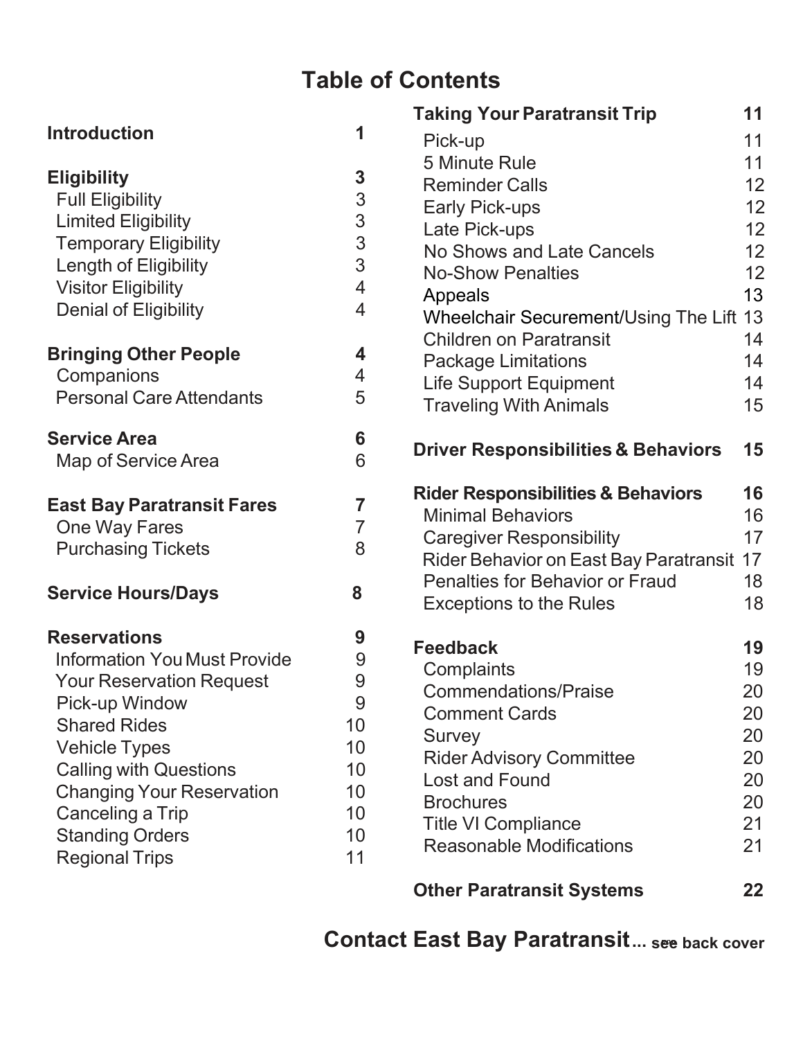# Table of Contents

| Section | Page |
| --- | --- |
| **Introduction** | **1** |
| **Eligibility** | **3** |
| Full Eligibility | 3 |
| Limited Eligibility | 3 |
| Temporary Eligibility | 3 |
| Length of Eligibility | 3 |
| Visitor Eligibility | 4 |
| Denial of Eligibility | 4 |
| **Bringing Other People** | **4** |
| Companions | 4 |
| Personal Care Attendants | 5 |
| **Service Area** | **6** |
| Map of Service Area | 6 |
| **East Bay Paratransit Fares** | **7** |
| One Way Fares | 7 |
| Purchasing Tickets | 8 |
| **Service Hours/Days** | **8** |
| **Reservations** | **9** |
| Information You Must Provide | 9 |
| Your Reservation Request | 9 |
| Pick-up Window | 9 |
| Shared Rides | 10 |
| Vehicle Types | 10 |
| Calling with Questions | 10 |
| Changing Your Reservation | 10 |
| Canceling a Trip | 10 |
| Standing Orders | 10 |
| Regional Trips | 11 |
| **Taking Your Paratransit Trip** | **11** |
| Pick-up | 11 |
| 5 Minute Rule | 11 |
| Reminder Calls | 12 |
| Early Pick-ups | 12 |
| Late Pick-ups | 12 |
| No Shows and Late Cancels | 12 |
| No-Show Penalties | 12 |
| Appeals | 13 |
| Wheelchair Securement/Using The Lift | 13 |
| Children on Paratransit | 14 |
| Package Limitations | 14 |
| Life Support Equipment | 14 |
| Traveling With Animals | 15 |
| **Driver Responsibilities & Behaviors** | **15** |
| **Rider Responsibilities & Behaviors** | **16** |
| Minimal Behaviors | 16 |
| Caregiver Responsibility | 17 |
| Rider Behavior on East Bay Paratransit | 17 |
| Penalties for Behavior or Fraud | 18 |
| Exceptions to the Rules | 18 |
| **Feedback** | **19** |
| Complaints | 19 |
| Commendations/Praise | 20 |
| Comment Cards | 20 |
| Survey | 20 |
| Rider Advisory Committee | 20 |
| Lost and Found | 20 |
| Brochures | 20 |
| Title VI Compliance | 21 |
| Reasonable Modifications | 21 |
| **Other Paratransit Systems** | **22** |

**Contact East Bay Paratransit... see back cover**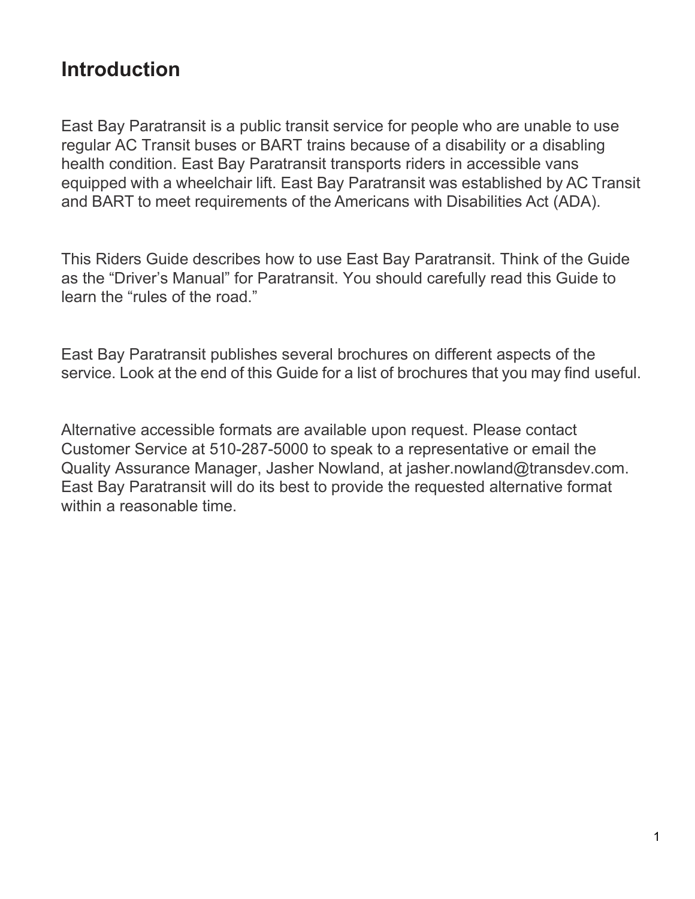# Introduction

East Bay Paratransit is a public transit service for people who are unable to use regular AC Transit buses or BART trains because of a disability or a disabling health condition. East Bay Paratransit transports riders in accessible vans equipped with a wheelchair lift. East Bay Paratransit was established by AC Transit and BART to meet requirements of the Americans with Disabilities Act (ADA).

This Riders Guide describes how to use East Bay Paratransit. Think of the Guide as the “Driver’s Manual” for Paratransit. You should carefully read this Guide to learn the “rules of the road.”

East Bay Paratransit publishes several brochures on different aspects of the service. Look at the end of this Guide for a list of brochures that you may find useful.

Alternative accessible formats are available upon request. Please contact Customer Service at 510-287-5000 to speak to a representative or email the Quality Assurance Manager, Jasher Nowland, at jasher.nowland@transdev.com. East Bay Paratransit will do its best to provide the requested alternative format within a reasonable time.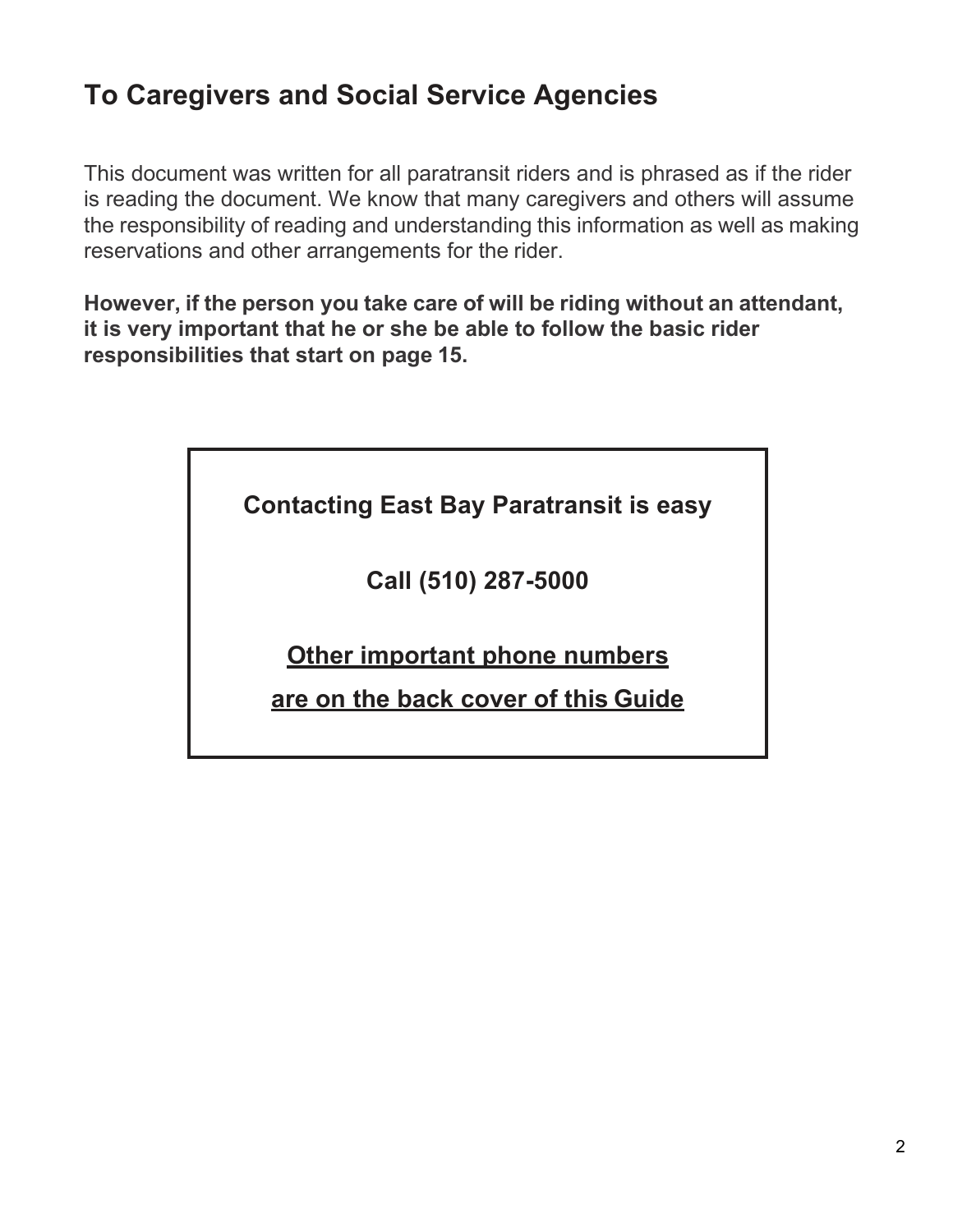## To Caregivers and Social Service Agencies

This document was written for all paratransit riders and is phrased as if the rider is reading the document. We know that many caregivers and others will assume the responsibility of reading and understanding this information as well as making reservations and other arrangements for the rider.

**However, if the person you take care of will be riding without an attendant, it is very important that he or she be able to follow the basic rider responsibilities that start on page 15.**

**Contacting East Bay Paratransit is easy**

**Call (510) 287-5000**

**Other important phone numbers**

**are on the back cover of this Guide**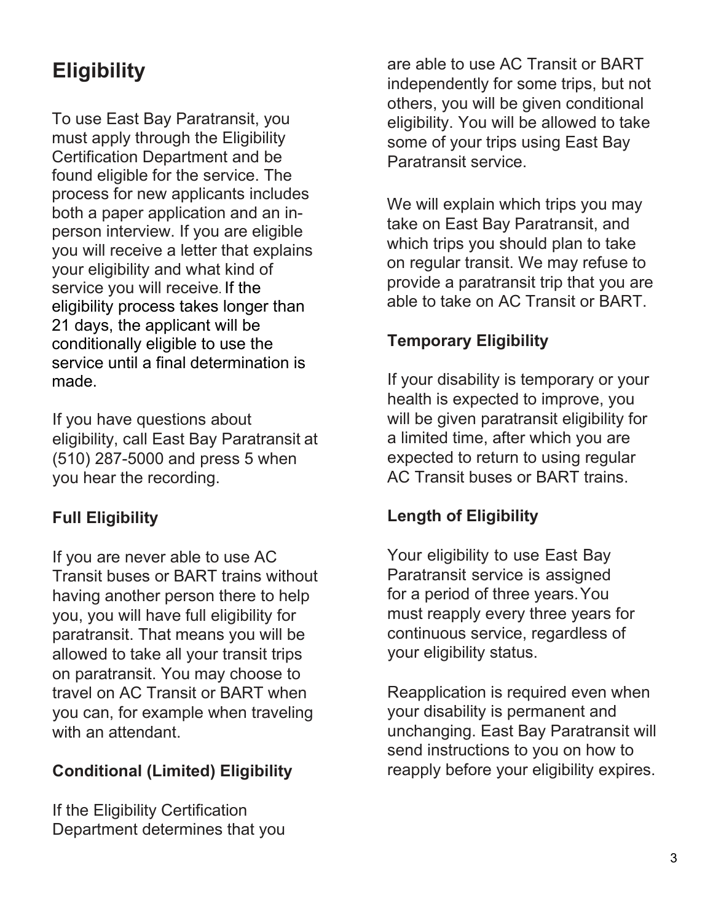## Eligibility

To use East Bay Paratransit, you must apply through the Eligibility Certification Department and be found eligible for the service. The process for new applicants includes both a paper application and an in-person interview. If you are eligible you will receive a letter that explains your eligibility and what kind of service you will receive. If the eligibility process takes longer than 21 days, the applicant will be conditionally eligible to use the service until a final determination is made.

If you have questions about eligibility, call East Bay Paratransit at (510) 287-5000 and press 5 when you hear the recording.

### Full Eligibility

If you are never able to use AC Transit buses or BART trains without having another person there to help you, you will have full eligibility for paratransit. That means you will be allowed to take all your transit trips on paratransit. You may choose to travel on AC Transit or BART when you can, for example when traveling with an attendant.

### Conditional (Limited) Eligibility

If the Eligibility Certification Department determines that you are able to use AC Transit or BART independently for some trips, but not others, you will be given conditional eligibility. You will be allowed to take some of your trips using East Bay Paratransit service.

We will explain which trips you may take on East Bay Paratransit, and which trips you should plan to take on regular transit. We may refuse to provide a paratransit trip that you are able to take on AC Transit or BART.

### Temporary Eligibility

If your disability is temporary or your health is expected to improve, you will be given paratransit eligibility for a limited time, after which you are expected to return to using regular AC Transit buses or BART trains.

### Length of Eligibility

Your eligibility to use East Bay Paratransit service is assigned for a period of three years. You must reapply every three years for continuous service, regardless of your eligibility status.

Reapplication is required even when your disability is permanent and unchanging. East Bay Paratransit will send instructions to you on how to reapply before your eligibility expires.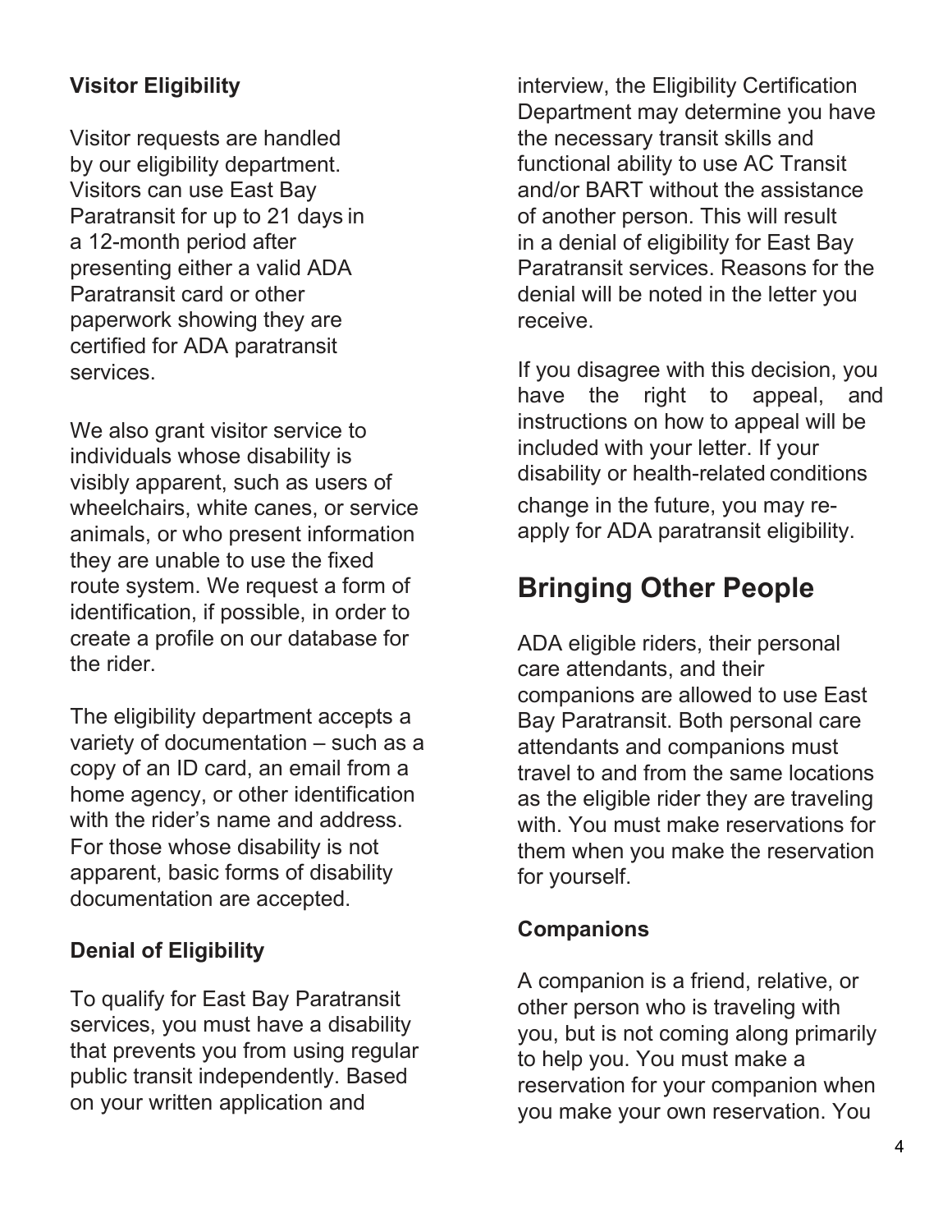### Visitor Eligibility

Visitor requests are handled by our eligibility department. Visitors can use East Bay Paratransit for up to 21 days in a 12-month period after presenting either a valid ADA Paratransit card or other paperwork showing they are certified for ADA paratransit services.

We also grant visitor service to individuals whose disability is visibly apparent, such as users of wheelchairs, white canes, or service animals, or who present information they are unable to use the fixed route system. We request a form of identification, if possible, in order to create a profile on our database for the rider.

The eligibility department accepts a variety of documentation – such as a copy of an ID card, an email from a home agency, or other identification with the rider's name and address. For those whose disability is not apparent, basic forms of disability documentation are accepted.

### Denial of Eligibility

To qualify for East Bay Paratransit services, you must have a disability that prevents you from using regular public transit independently. Based on your written application and interview, the Eligibility Certification Department may determine you have the necessary transit skills and functional ability to use AC Transit and/or BART without the assistance of another person. This will result in a denial of eligibility for East Bay Paratransit services. Reasons for the denial will be noted in the letter you receive.

If you disagree with this decision, you have the right to appeal, and instructions on how to appeal will be included with your letter. If your disability or health-related conditions change in the future, you may re-apply for ADA paratransit eligibility.

## Bringing Other People

ADA eligible riders, their personal care attendants, and their companions are allowed to use East Bay Paratransit. Both personal care attendants and companions must travel to and from the same locations as the eligible rider they are traveling with. You must make reservations for them when you make the reservation for yourself.

### Companions

A companion is a friend, relative, or other person who is traveling with you, but is not coming along primarily to help you. You must make a reservation for your companion when you make your own reservation. You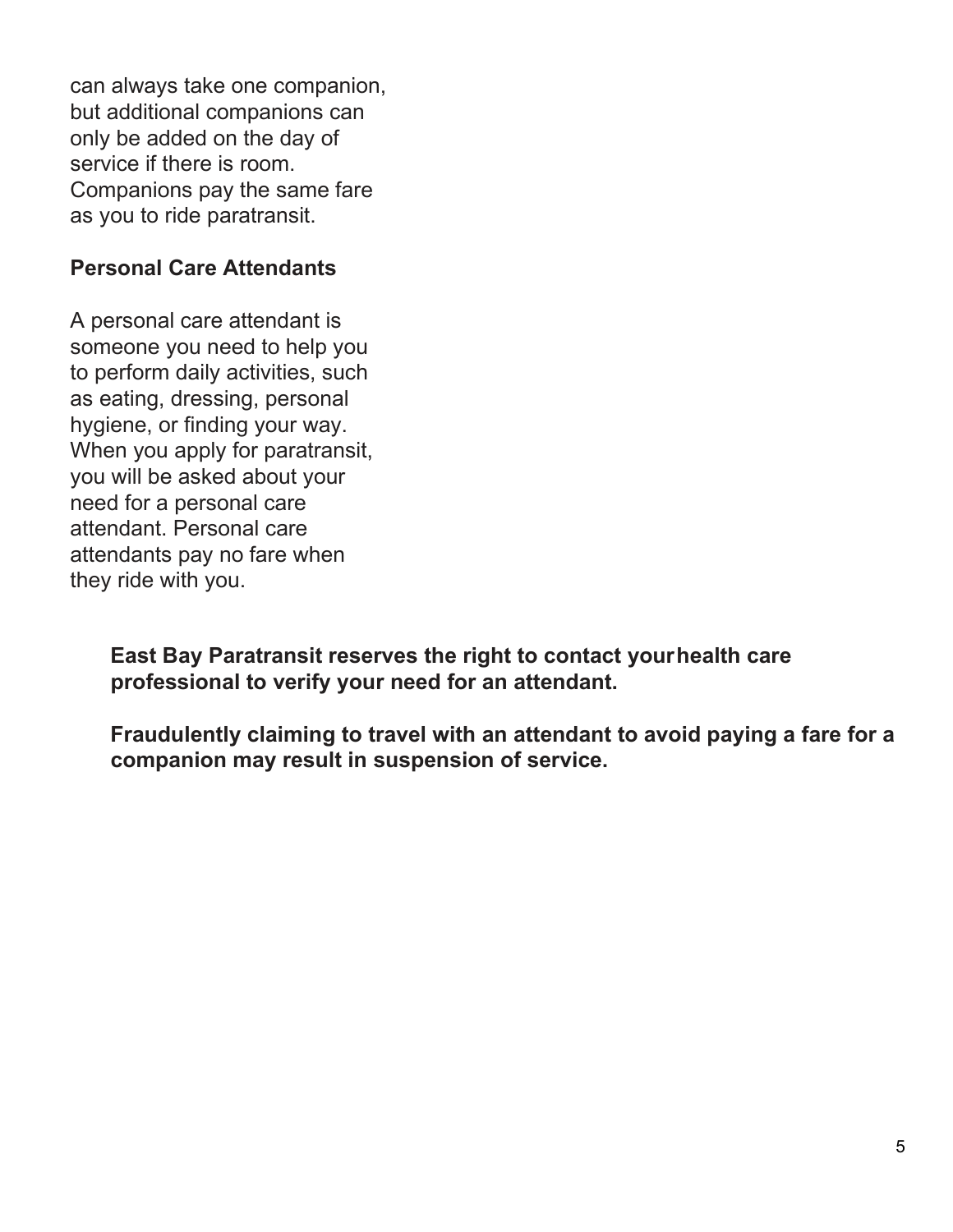can always take one companion, but additional companions can only be added on the day of service if there is room. Companions pay the same fare as you to ride paratransit.

**Personal Care Attendants**

A personal care attendant is someone you need to help you to perform daily activities, such as eating, dressing, personal hygiene, or finding your way. When you apply for paratransit, you will be asked about your need for a personal care attendant. Personal care attendants pay no fare when they ride with you.

**East Bay Paratransit reserves the right to contact your health care professional to verify your need for an attendant.**

**Fraudulently claiming to travel with an attendant to avoid paying a fare for a companion may result in suspension of service.**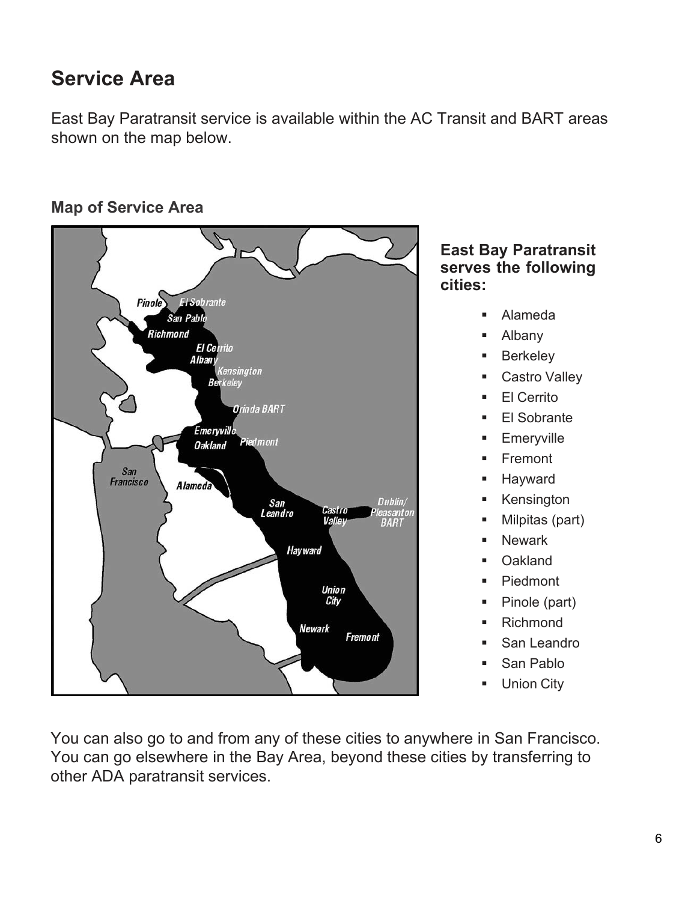## Service Area

East Bay Paratransit service is available within the AC Transit and BART areas shown on the map below.

### Map of Service Area

**East Bay Paratransit serves the following cities:**

- Alameda
- Albany
- Berkeley
- Castro Valley
- El Cerrito
- El Sobrante
- Emeryville
- Fremont
- Hayward
- Kensington
- Milpitas (part)
- Newark
- Oakland
- Piedmont
- Pinole (part)
- Richmond
- San Leandro
- San Pablo
- Union City

You can also go to and from any of these cities to anywhere in San Francisco. You can go elsewhere in the Bay Area, beyond these cities by transferring to other ADA paratransit services.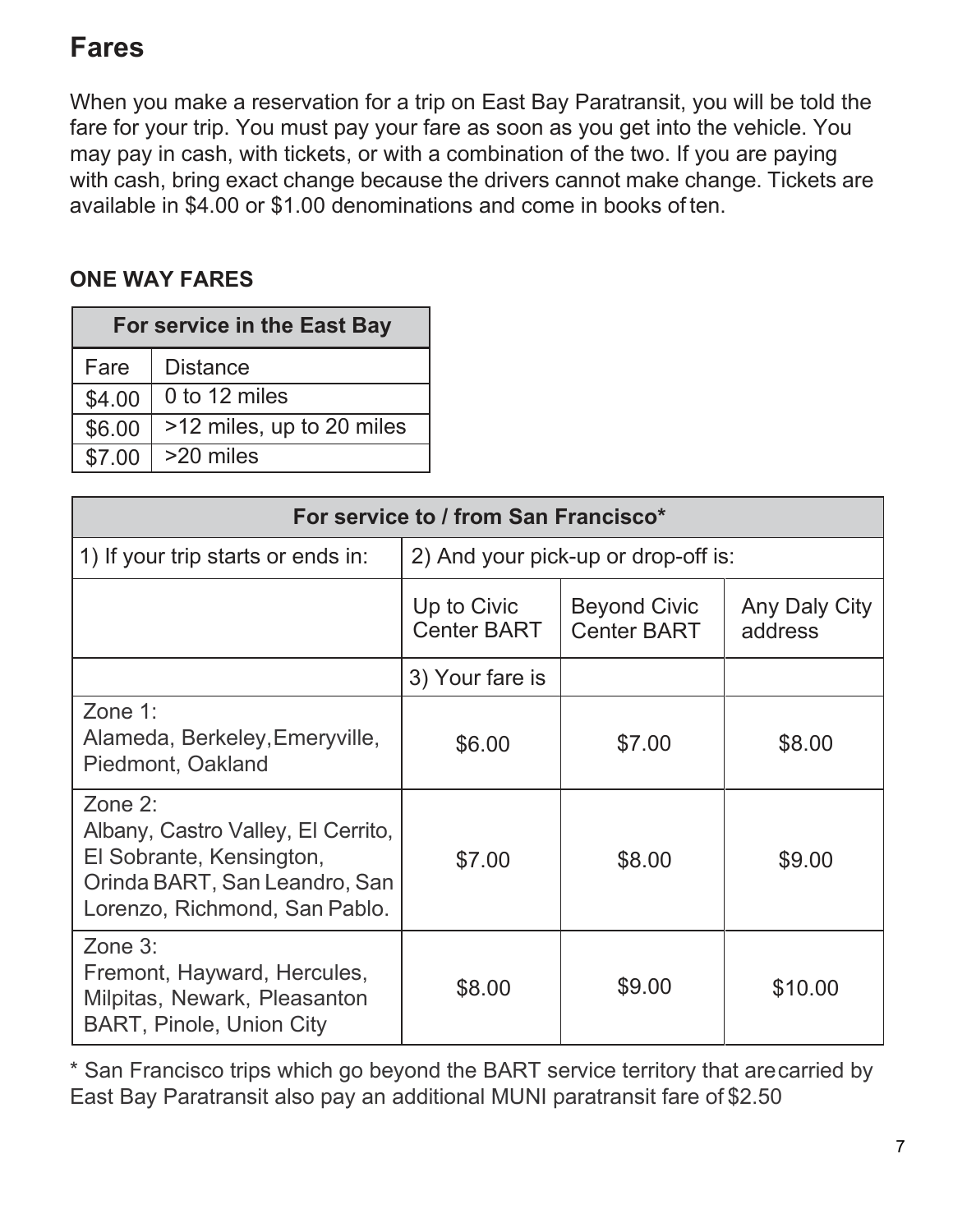## Fares

When you make a reservation for a trip on East Bay Paratransit, you will be told the fare for your trip. You must pay your fare as soon as you get into the vehicle. You may pay in cash, with tickets, or with a combination of the two. If you are paying with cash, bring exact change because the drivers cannot make change. Tickets are available in $4.00 or $1.00 denominations and come in books of ten.

**ONE WAY FARES**

| For service in the East Bay | |
|---|---|
| Fare | Distance |
| $4.00 | 0 to 12 miles |
| $6.00 | >12 miles, up to 20 miles |
| $7.00 | >20 miles |

| For service to / from San Francisco* | | | |
|---|---|---|---|
| 1) If your trip starts or ends in: | 2) And your pick-up or drop-off is: | | |
| | Up to Civic Center BART | Beyond Civic Center BART | Any Daly City address |
| | 3) Your fare is | | |
| Zone 1: Alameda, Berkeley, Emeryville, Piedmont, Oakland | $6.00 | $7.00 | $8.00 |
| Zone 2: Albany, Castro Valley, El Cerrito, El Sobrante, Kensington, Orinda BART, San Leandro, San Lorenzo, Richmond, San Pablo. | $7.00 | $8.00 | $9.00 |
| Zone 3: Fremont, Hayward, Hercules, Milpitas, Newark, Pleasanton BART, Pinole, Union City | $8.00 | $9.00 | $10.00 |

* San Francisco trips which go beyond the BART service territory that are carried by East Bay Paratransit also pay an additional MUNI paratransit fare of $2.50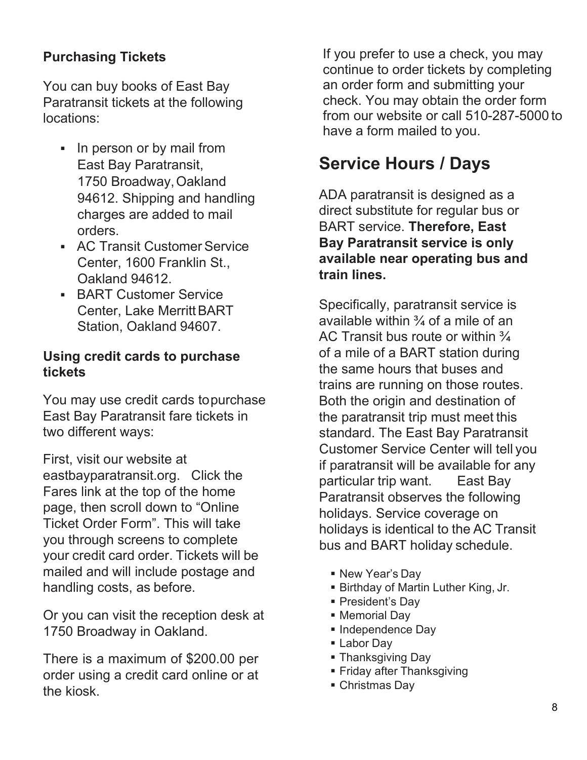### Purchasing Tickets

You can buy books of East Bay Paratransit tickets at the following locations:

- In person or by mail from East Bay Paratransit, 1750 Broadway, Oakland 94612. Shipping and handling charges are added to mail orders.
- AC Transit Customer Service Center, 1600 Franklin St., Oakland 94612.
- BART Customer Service Center, Lake Merritt BART Station, Oakland 94607.

### Using credit cards to purchase tickets

You may use credit cards to purchase East Bay Paratransit fare tickets in two different ways:

First, visit our website at eastbayparatransit.org. Click the Fares link at the top of the home page, then scroll down to "Online Ticket Order Form". This will take you through screens to complete your credit card order. Tickets will be mailed and will include postage and handling costs, as before.

Or you can visit the reception desk at 1750 Broadway in Oakland.

There is a maximum of $200.00 per order using a credit card online or at the kiosk.

If you prefer to use a check, you may continue to order tickets by completing an order form and submitting your check. You may obtain the order form from our website or call 510-287-5000 to have a form mailed to you.

## Service Hours / Days

ADA paratransit is designed as a direct substitute for regular bus or BART service. **Therefore, East Bay Paratransit service is only available near operating bus and train lines.**

Specifically, paratransit service is available within ¾ of a mile of an AC Transit bus route or within ¾ of a mile of a BART station during the same hours that buses and trains are running on those routes. Both the origin and destination of the paratransit trip must meet this standard. The East Bay Paratransit Customer Service Center will tell you if paratransit will be available for any particular trip want. East Bay Paratransit observes the following holidays. Service coverage on holidays is identical to the AC Transit bus and BART holiday schedule.

- New Year's Day
- Birthday of Martin Luther King, Jr.
- President's Day
- Memorial Day
- Independence Day
- Labor Day
- Thanksgiving Day
- Friday after Thanksgiving
- Christmas Day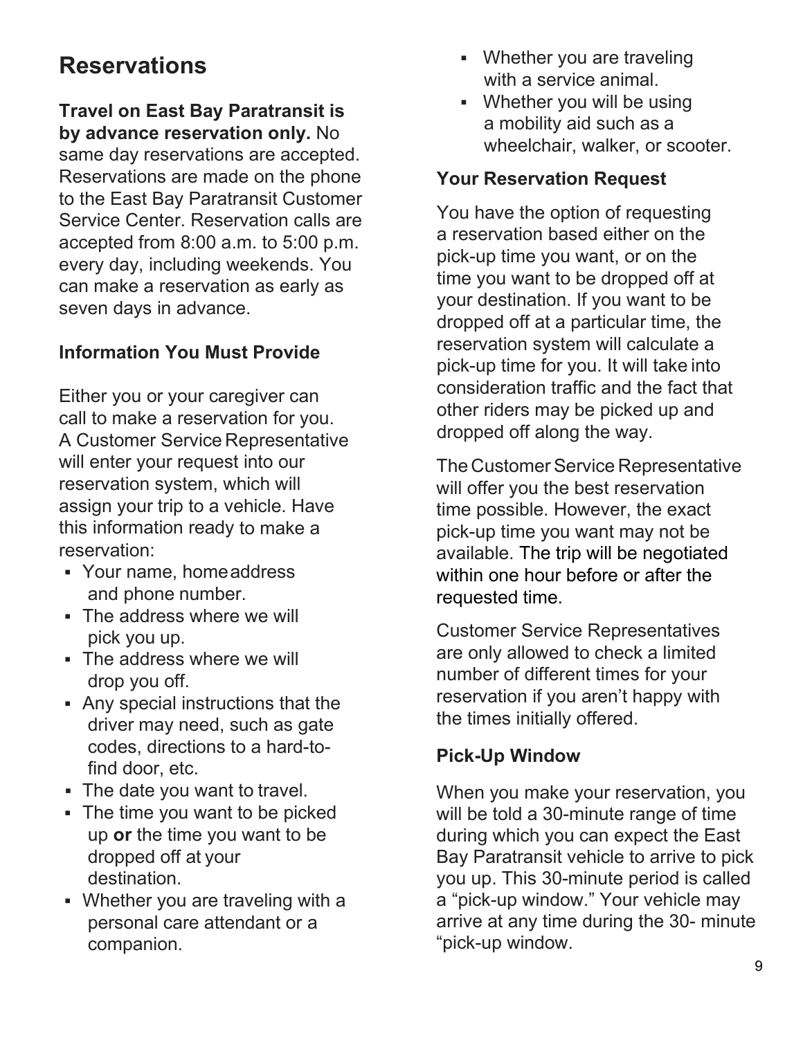# Reservations

**Travel on East Bay Paratransit is by advance reservation only.** No same day reservations are accepted. Reservations are made on the phone to the East Bay Paratransit Customer Service Center. Reservation calls are accepted from 8:00 a.m. to 5:00 p.m. every day, including weekends. You can make a reservation as early as seven days in advance.

### Information You Must Provide

Either you or your caregiver can call to make a reservation for you. A Customer Service Representative will enter your request into our reservation system, which will assign your trip to a vehicle. Have this information ready to make a reservation:

- Your name, home address and phone number.
- The address where we will pick you up.
- The address where we will drop you off.
- Any special instructions that the driver may need, such as gate codes, directions to a hard-to-find door, etc.
- The date you want to travel.
- The time you want to be picked up **or** the time you want to be dropped off at your destination.
- Whether you are traveling with a personal care attendant or a companion.
- Whether you are traveling with a service animal.
- Whether you will be using a mobility aid such as a wheelchair, walker, or scooter.

### Your Reservation Request

You have the option of requesting a reservation based either on the pick-up time you want, or on the time you want to be dropped off at your destination. If you want to be dropped off at a particular time, the reservation system will calculate a pick-up time for you. It will take into consideration traffic and the fact that other riders may be picked up and dropped off along the way.

The Customer Service Representative will offer you the best reservation time possible. However, the exact pick-up time you want may not be available. The trip will be negotiated within one hour before or after the requested time.

Customer Service Representatives are only allowed to check a limited number of different times for your reservation if you aren't happy with the times initially offered.

### Pick-Up Window

When you make your reservation, you will be told a 30-minute range of time during which you can expect the East Bay Paratransit vehicle to arrive to pick you up. This 30-minute period is called a "pick-up window." Your vehicle may arrive at any time during the 30- minute "pick-up window.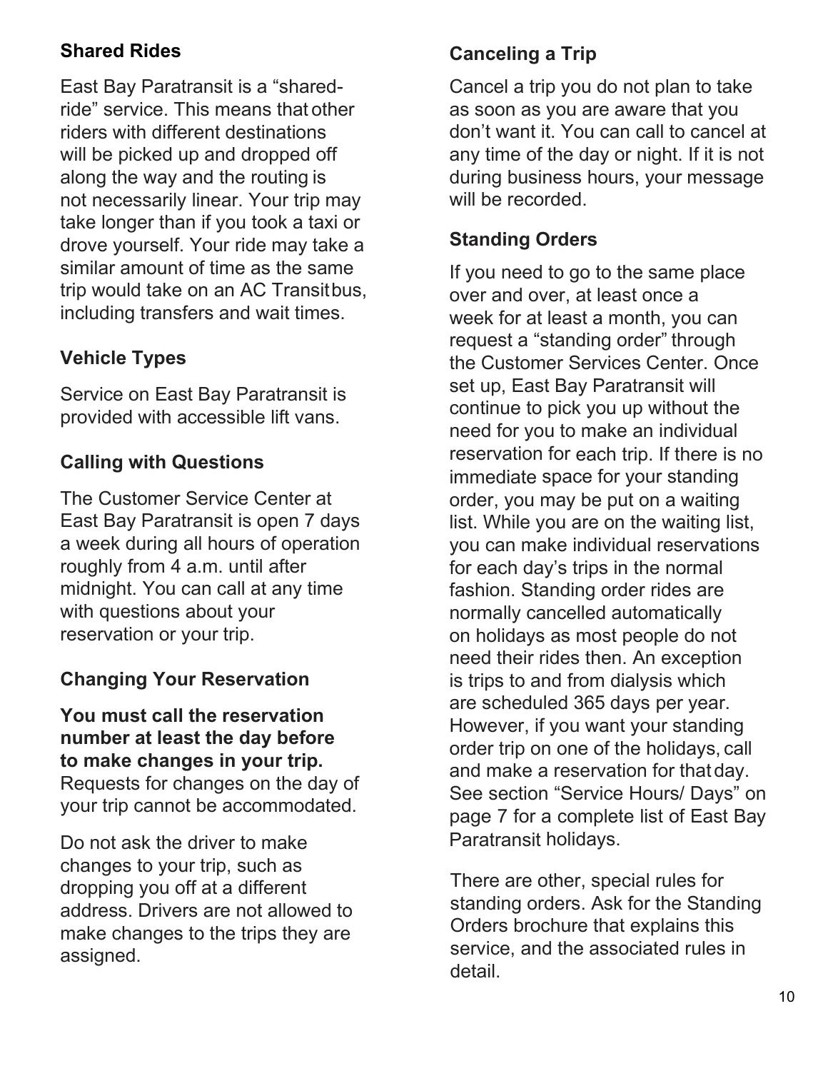## Shared Rides

East Bay Paratransit is a "shared-ride" service. This means that other riders with different destinations will be picked up and dropped off along the way and the routing is not necessarily linear. Your trip may take longer than if you took a taxi or drove yourself. Your ride may take a similar amount of time as the same trip would take on an AC Transit bus, including transfers and wait times.

## Vehicle Types

Service on East Bay Paratransit is provided with accessible lift vans.

## Calling with Questions

The Customer Service Center at East Bay Paratransit is open 7 days a week during all hours of operation roughly from 4 a.m. until after midnight. You can call at any time with questions about your reservation or your trip.

## Changing Your Reservation

**You must call the reservation number at least the day before to make changes in your trip.** Requests for changes on the day of your trip cannot be accommodated.

Do not ask the driver to make changes to your trip, such as dropping you off at a different address. Drivers are not allowed to make changes to the trips they are assigned.

## Canceling a Trip

Cancel a trip you do not plan to take as soon as you are aware that you don't want it. You can call to cancel at any time of the day or night. If it is not during business hours, your message will be recorded.

## Standing Orders

If you need to go to the same place over and over, at least once a week for at least a month, you can request a "standing order" through the Customer Services Center. Once set up, East Bay Paratransit will continue to pick you up without the need for you to make an individual reservation for each trip. If there is no immediate space for your standing order, you may be put on a waiting list. While you are on the waiting list, you can make individual reservations for each day's trips in the normal fashion. Standing order rides are normally cancelled automatically on holidays as most people do not need their rides then. An exception is trips to and from dialysis which are scheduled 365 days per year. However, if you want your standing order trip on one of the holidays, call and make a reservation for that day. See section "Service Hours/ Days" on page 7 for a complete list of East Bay Paratransit holidays.

There are other, special rules for standing orders. Ask for the Standing Orders brochure that explains this service, and the associated rules in detail.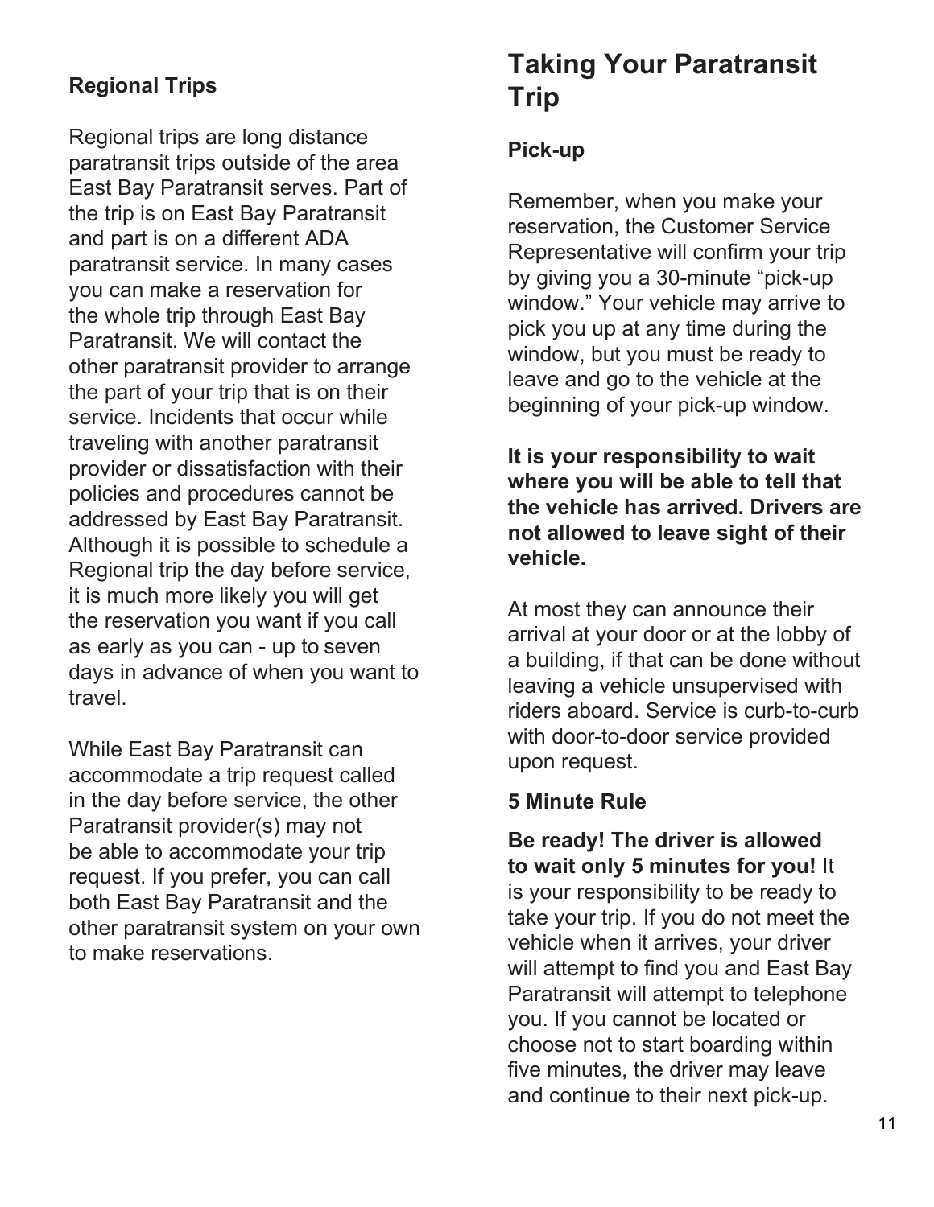### Regional Trips

Regional trips are long distance paratransit trips outside of the area East Bay Paratransit serves. Part of the trip is on East Bay Paratransit and part is on a different ADA paratransit service. In many cases you can make a reservation for the whole trip through East Bay Paratransit. We will contact the other paratransit provider to arrange the part of your trip that is on their service. Incidents that occur while traveling with another paratransit provider or dissatisfaction with their policies and procedures cannot be addressed by East Bay Paratransit. Although it is possible to schedule a Regional trip the day before service, it is much more likely you will get the reservation you want if you call as early as you can - up to seven days in advance of when you want to travel.

While East Bay Paratransit can accommodate a trip request called in the day before service, the other Paratransit provider(s) may not be able to accommodate your trip request. If you prefer, you can call both East Bay Paratransit and the other paratransit system on your own to make reservations.

## Taking Your Paratransit Trip

### Pick-up

Remember, when you make your reservation, the Customer Service Representative will confirm your trip by giving you a 30-minute “pick-up window.” Your vehicle may arrive to pick you up at any time during the window, but you must be ready to leave and go to the vehicle at the beginning of your pick-up window.

**It is your responsibility to wait where you will be able to tell that the vehicle has arrived. Drivers are not allowed to leave sight of their vehicle.**

At most they can announce their arrival at your door or at the lobby of a building, if that can be done without leaving a vehicle unsupervised with riders aboard. Service is curb-to-curb with door-to-door service provided upon request.

### 5 Minute Rule

**Be ready! The driver is allowed to wait only 5 minutes for you!** It is your responsibility to be ready to take your trip. If you do not meet the vehicle when it arrives, your driver will attempt to find you and East Bay Paratransit will attempt to telephone you. If you cannot be located or choose not to start boarding within five minutes, the driver may leave and continue to their next pick-up.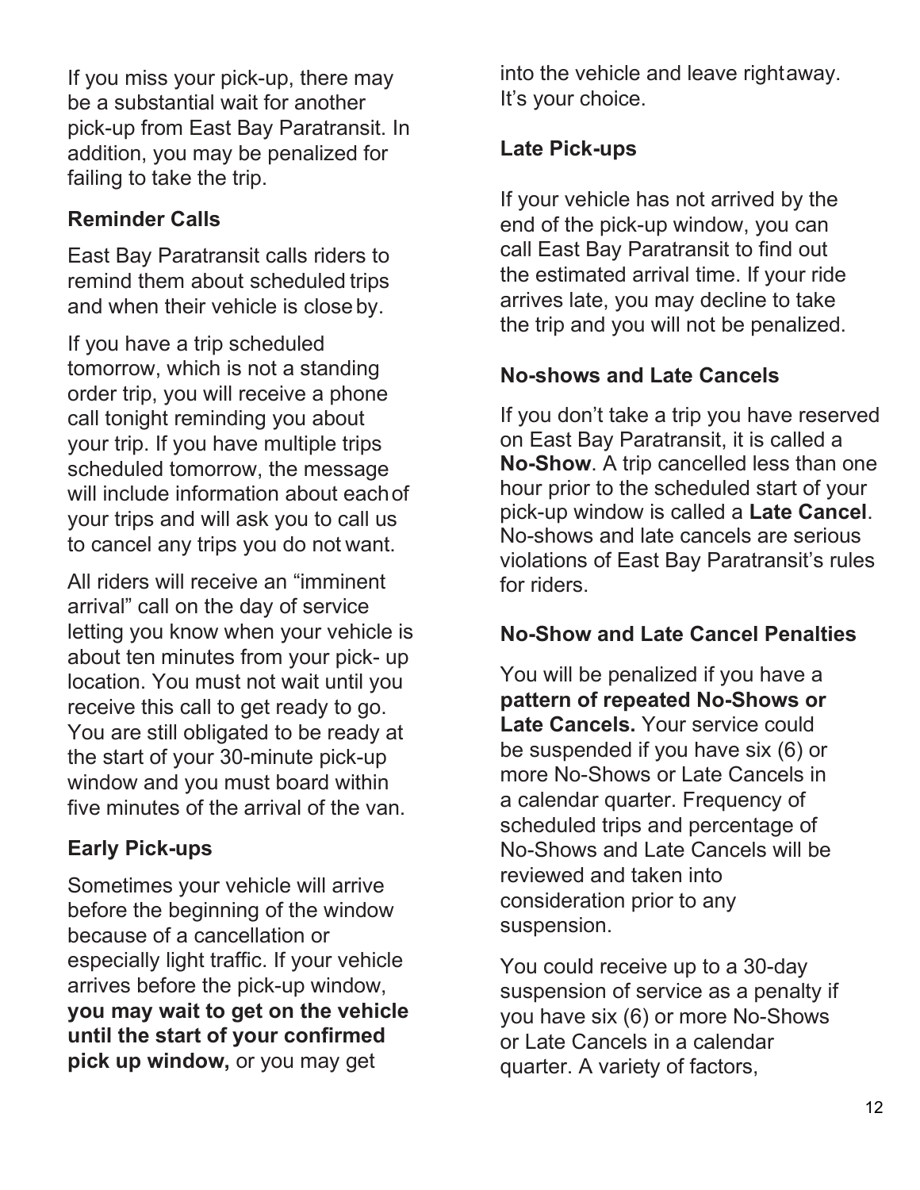If you miss your pick-up, there may be a substantial wait for another pick-up from East Bay Paratransit. In addition, you may be penalized for failing to take the trip.

### Reminder Calls

East Bay Paratransit calls riders to remind them about scheduled trips and when their vehicle is close by.

If you have a trip scheduled tomorrow, which is not a standing order trip, you will receive a phone call tonight reminding you about your trip. If you have multiple trips scheduled tomorrow, the message will include information about each of your trips and will ask you to call us to cancel any trips you do not want.

All riders will receive an "imminent arrival" call on the day of service letting you know when your vehicle is about ten minutes from your pick- up location. You must not wait until you receive this call to get ready to go. You are still obligated to be ready at the start of your 30-minute pick-up window and you must board within five minutes of the arrival of the van.

### Early Pick-ups

Sometimes your vehicle will arrive before the beginning of the window because of a cancellation or especially light traffic. If your vehicle arrives before the pick-up window, **you may wait to get on the vehicle until the start of your confirmed pick up window,** or you may get into the vehicle and leave right away. It's your choice.

### Late Pick-ups

If your vehicle has not arrived by the end of the pick-up window, you can call East Bay Paratransit to find out the estimated arrival time. If your ride arrives late, you may decline to take the trip and you will not be penalized.

### No-shows and Late Cancels

If you don't take a trip you have reserved on East Bay Paratransit, it is called a **No-Show**. A trip cancelled less than one hour prior to the scheduled start of your pick-up window is called a **Late Cancel**. No-shows and late cancels are serious violations of East Bay Paratransit's rules for riders.

### No-Show and Late Cancel Penalties

You will be penalized if you have a **pattern of repeated No-Shows or Late Cancels.** Your service could be suspended if you have six (6) or more No-Shows or Late Cancels in a calendar quarter. Frequency of scheduled trips and percentage of No-Shows and Late Cancels will be reviewed and taken into consideration prior to any suspension.

You could receive up to a 30-day suspension of service as a penalty if you have six (6) or more No-Shows or Late Cancels in a calendar quarter. A variety of factors,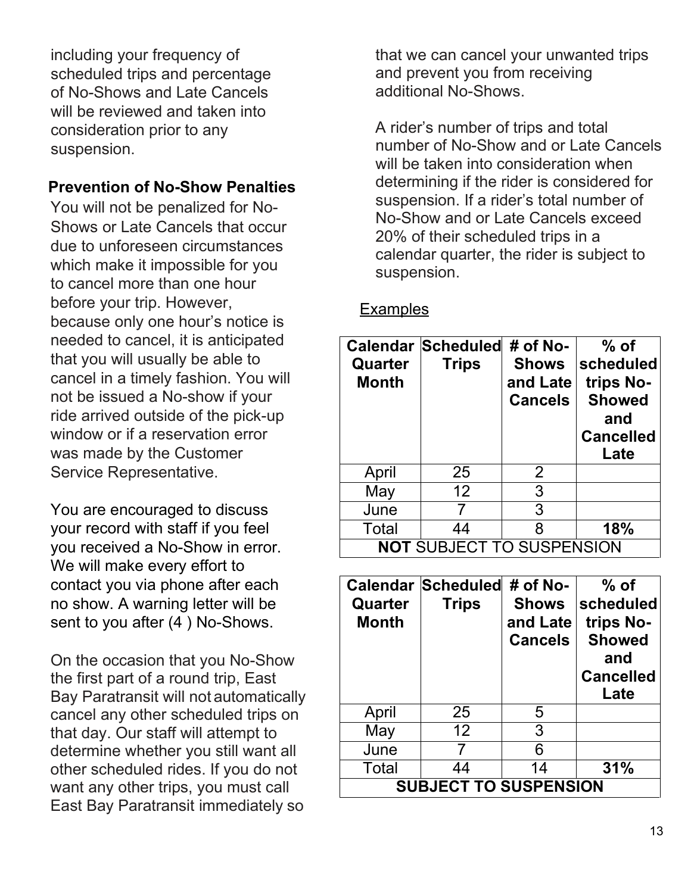including your frequency of scheduled trips and percentage of No-Shows and Late Cancels will be reviewed and taken into consideration prior to any suspension.

**Prevention of No-Show Penalties**

You will not be penalized for No-Shows or Late Cancels that occur due to unforeseen circumstances which make it impossible for you to cancel more than one hour before your trip. However, because only one hour's notice is needed to cancel, it is anticipated that you will usually be able to cancel in a timely fashion. You will not be issued a No-show if your ride arrived outside of the pick-up window or if a reservation error was made by the Customer Service Representative.

You are encouraged to discuss your record with staff if you feel you received a No-Show in error. We will make every effort to contact you via phone after each no show. A warning letter will be sent to you after (4 ) No-Shows.

On the occasion that you No-Show the first part of a round trip, East Bay Paratransit will not automatically cancel any other scheduled trips on that day. Our staff will attempt to determine whether you still want all other scheduled rides. If you do not want any other trips, you must call East Bay Paratransit immediately so that we can cancel your unwanted trips and prevent you from receiving additional No-Shows.

A rider's number of trips and total number of No-Show and or Late Cancels will be taken into consideration when determining if the rider is considered for suspension. If a rider's total number of No-Show and or Late Cancels exceed 20% of their scheduled trips in a calendar quarter, the rider is subject to suspension.

Examples

| Calendar Quarter Month | Scheduled Trips | # of No-Shows and Late Cancels | % of scheduled trips No-Showed and Cancelled Late |
|---|---|---|---|
| April | 25 | 2 | |
| May | 12 | 3 | |
| June | 7 | 3 | |
| Total | 44 | 8 | **18%** |
| **NOT** SUBJECT TO SUSPENSION | | | |

| Calendar Quarter Month | Scheduled Trips | # of No-Shows and Late Cancels | % of scheduled trips No-Showed and Cancelled Late |
|---|---|---|---|
| April | 25 | 5 | |
| May | 12 | 3 | |
| June | 7 | 6 | |
| Total | 44 | 14 | **31%** |
| **SUBJECT TO SUSPENSION** | | | |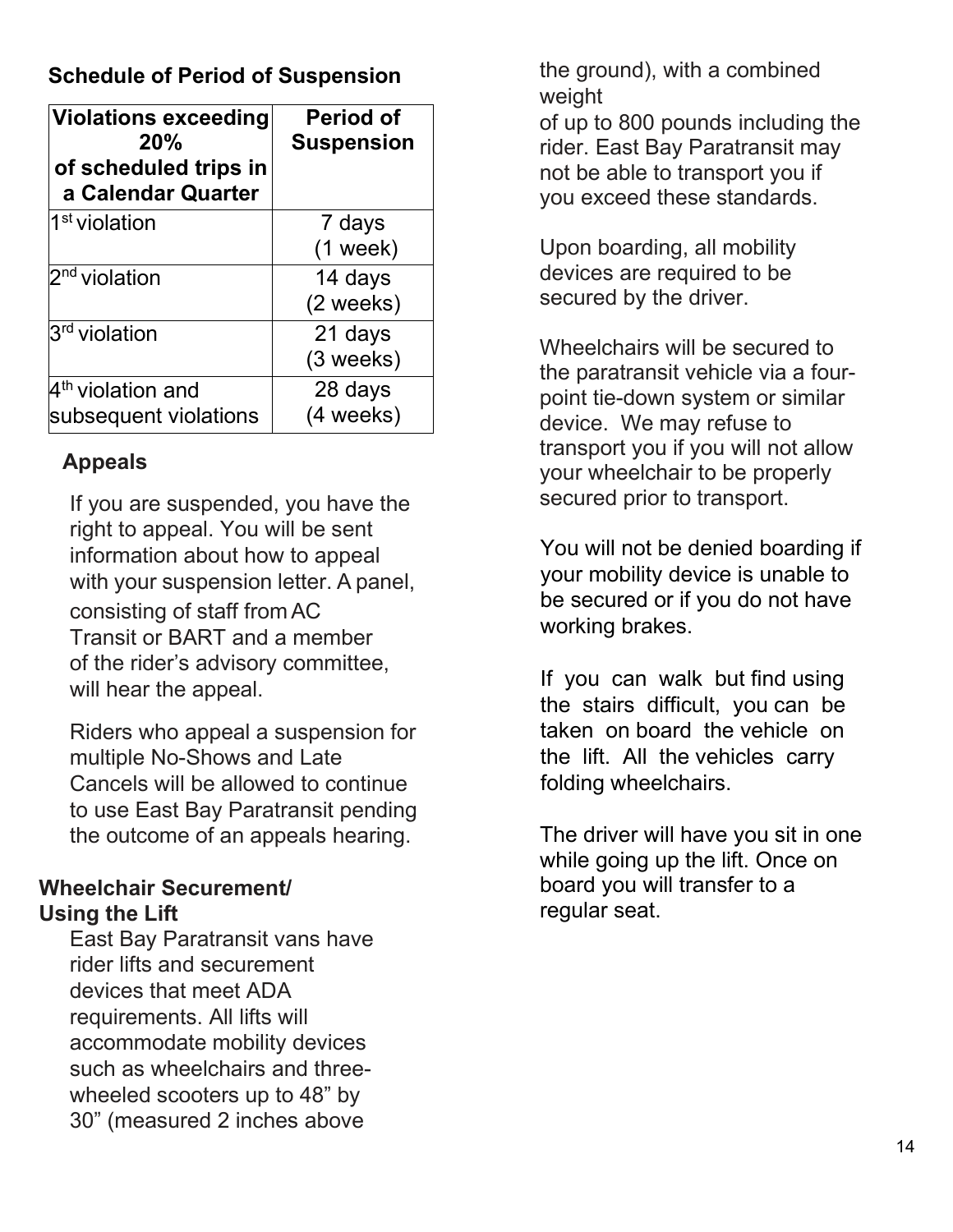### Schedule of Period of Suspension

| Violations exceeding 20% of scheduled trips in a Calendar Quarter | Period of Suspension |
|---|---|
| 1st violation | 7 days (1 week) |
| 2nd violation | 14 days (2 weeks) |
| 3rd violation | 21 days (3 weeks) |
| 4th violation and subsequent violations | 28 days (4 weeks) |

### Appeals

If you are suspended, you have the right to appeal. You will be sent information about how to appeal with your suspension letter. A panel, consisting of staff from AC Transit or BART and a member of the rider's advisory committee, will hear the appeal.

Riders who appeal a suspension for multiple No-Shows and Late Cancels will be allowed to continue to use East Bay Paratransit pending the outcome of an appeals hearing.

### Wheelchair Securement/ Using the Lift

East Bay Paratransit vans have rider lifts and securement devices that meet ADA requirements. All lifts will accommodate mobility devices such as wheelchairs and three-wheeled scooters up to 48" by 30" (measured 2 inches above the ground), with a combined weight of up to 800 pounds including the rider. East Bay Paratransit may not be able to transport you if you exceed these standards.

Upon boarding, all mobility devices are required to be secured by the driver.

Wheelchairs will be secured to the paratransit vehicle via a four-point tie-down system or similar device. We may refuse to transport you if you will not allow your wheelchair to be properly secured prior to transport.

You will not be denied boarding if your mobility device is unable to be secured or if you do not have working brakes.

If you can walk but find using the stairs difficult, you can be taken on board the vehicle on the lift. All the vehicles carry folding wheelchairs.

The driver will have you sit in one while going up the lift. Once on board you will transfer to a regular seat.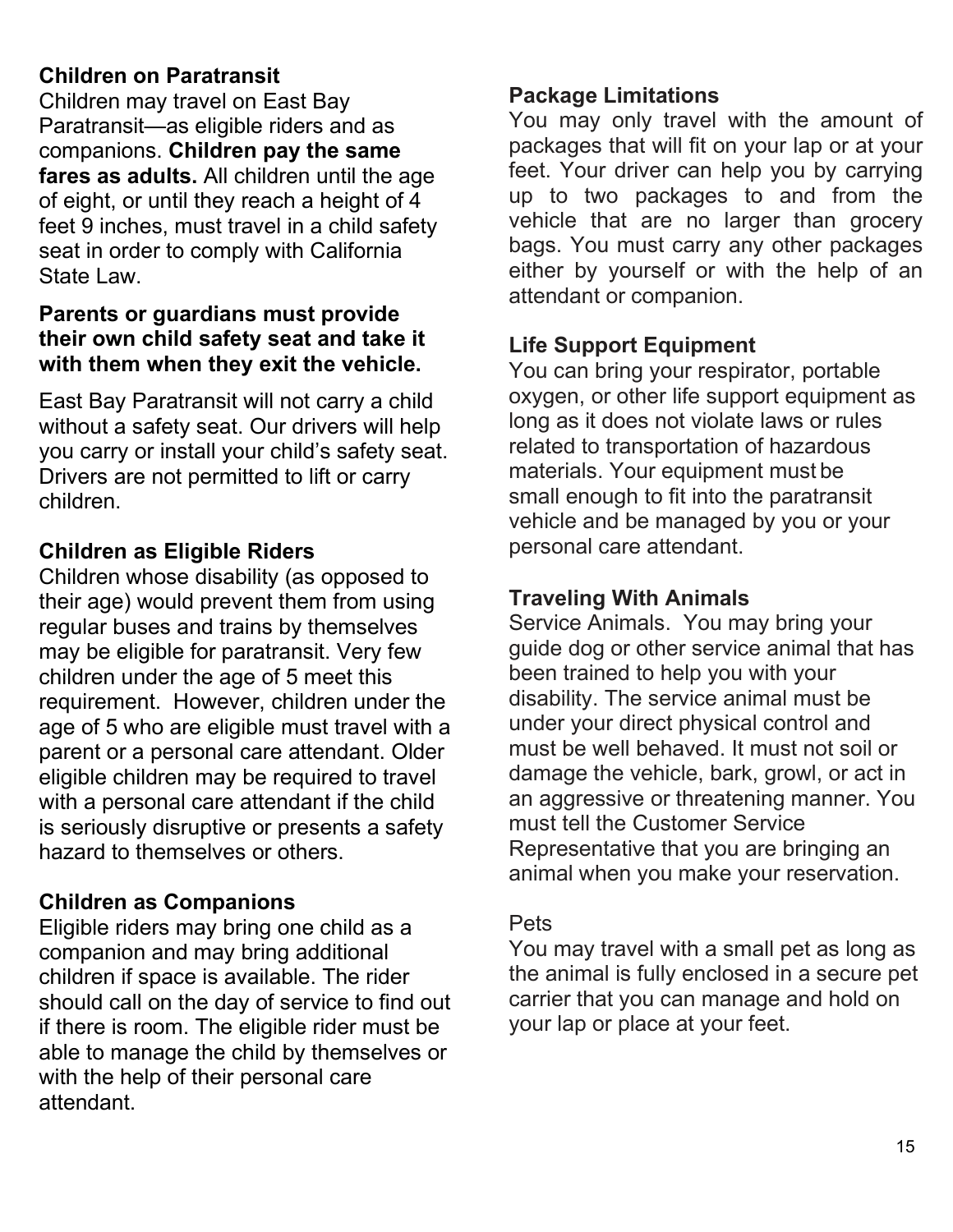### Children on Paratransit

Children may travel on East Bay Paratransit—as eligible riders and as companions. **Children pay the same fares as adults.** All children until the age of eight, or until they reach a height of 4 feet 9 inches, must travel in a child safety seat in order to comply with California State Law.

**Parents or guardians must provide their own child safety seat and take it with them when they exit the vehicle.**

East Bay Paratransit will not carry a child without a safety seat. Our drivers will help you carry or install your child's safety seat. Drivers are not permitted to lift or carry children.

### Children as Eligible Riders

Children whose disability (as opposed to their age) would prevent them from using regular buses and trains by themselves may be eligible for paratransit. Very few children under the age of 5 meet this requirement. However, children under the age of 5 who are eligible must travel with a parent or a personal care attendant. Older eligible children may be required to travel with a personal care attendant if the child is seriously disruptive or presents a safety hazard to themselves or others.

### Children as Companions

Eligible riders may bring one child as a companion and may bring additional children if space is available. The rider should call on the day of service to find out if there is room. The eligible rider must be able to manage the child by themselves or with the help of their personal care attendant.

### Package Limitations

You may only travel with the amount of packages that will fit on your lap or at your feet. Your driver can help you by carrying up to two packages to and from the vehicle that are no larger than grocery bags. You must carry any other packages either by yourself or with the help of an attendant or companion.

### Life Support Equipment

You can bring your respirator, portable oxygen, or other life support equipment as long as it does not violate laws or rules related to transportation of hazardous materials. Your equipment must be small enough to fit into the paratransit vehicle and be managed by you or your personal care attendant.

### Traveling With Animals

Service Animals. You may bring your guide dog or other service animal that has been trained to help you with your disability. The service animal must be under your direct physical control and must be well behaved. It must not soil or damage the vehicle, bark, growl, or act in an aggressive or threatening manner. You must tell the Customer Service Representative that you are bringing an animal when you make your reservation.

Pets

You may travel with a small pet as long as the animal is fully enclosed in a secure pet carrier that you can manage and hold on your lap or place at your feet.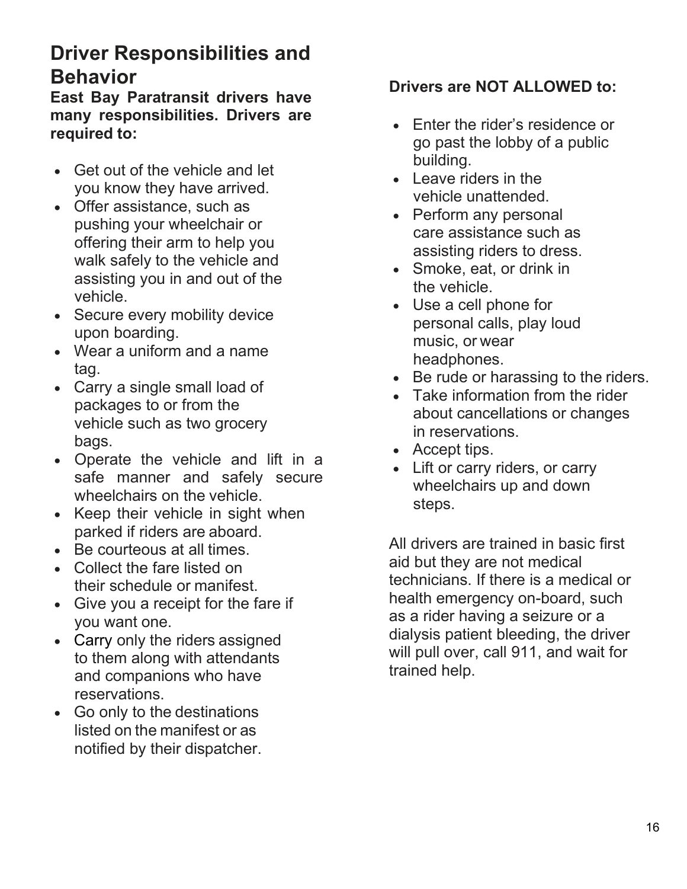## Driver Responsibilities and Behavior

**East Bay Paratransit drivers have many responsibilities. Drivers are required to:**

- Get out of the vehicle and let you know they have arrived.
- Offer assistance, such as pushing your wheelchair or offering their arm to help you walk safely to the vehicle and assisting you in and out of the vehicle.
- Secure every mobility device upon boarding.
- Wear a uniform and a name tag.
- Carry a single small load of packages to or from the vehicle such as two grocery bags.
- Operate the vehicle and lift in a safe manner and safely secure wheelchairs on the vehicle.
- Keep their vehicle in sight when parked if riders are aboard.
- Be courteous at all times.
- Collect the fare listed on their schedule or manifest.
- Give you a receipt for the fare if you want one.
- Carry only the riders assigned to them along with attendants and companions who have reservations.
- Go only to the destinations listed on the manifest or as notified by their dispatcher.

**Drivers are NOT ALLOWED to:**

- Enter the rider's residence or go past the lobby of a public building.
- Leave riders in the vehicle unattended.
- Perform any personal care assistance such as assisting riders to dress.
- Smoke, eat, or drink in the vehicle.
- Use a cell phone for personal calls, play loud music, or wear headphones.
- Be rude or harassing to the riders.
- Take information from the rider about cancellations or changes in reservations.
- Accept tips.
- Lift or carry riders, or carry wheelchairs up and down steps.

All drivers are trained in basic first aid but they are not medical technicians. If there is a medical or health emergency on-board, such as a rider having a seizure or a dialysis patient bleeding, the driver will pull over, call 911, and wait for trained help.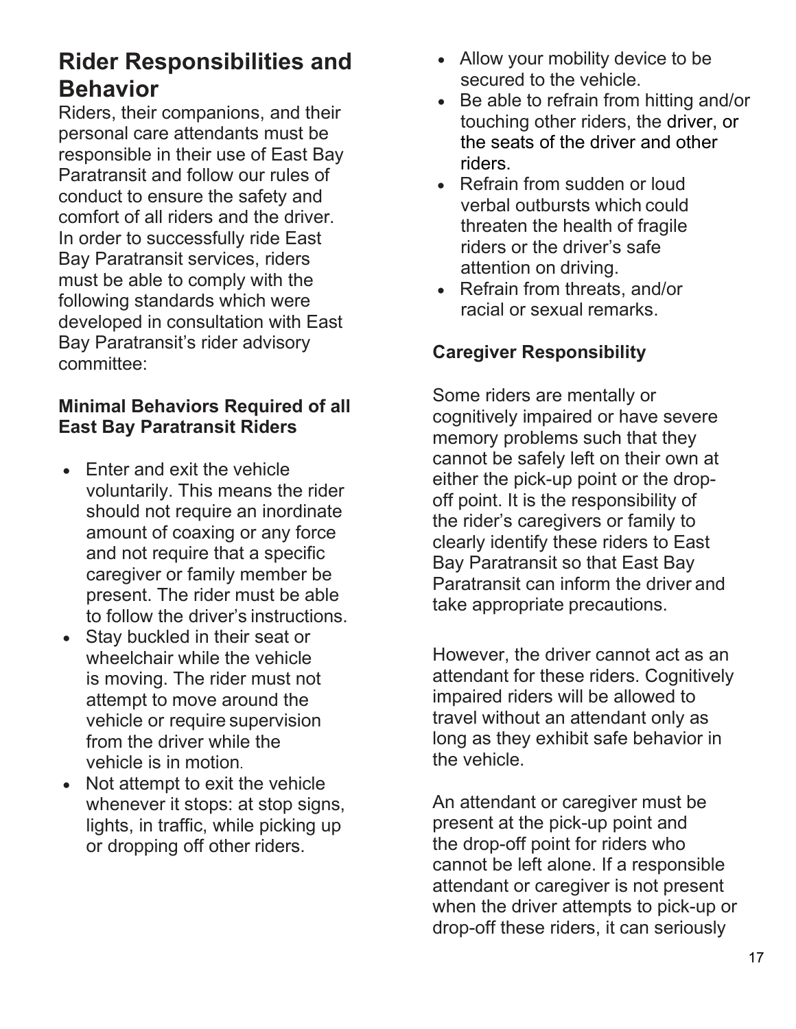## Rider Responsibilities and Behavior

Riders, their companions, and their personal care attendants must be responsible in their use of East Bay Paratransit and follow our rules of conduct to ensure the safety and comfort of all riders and the driver. In order to successfully ride East Bay Paratransit services, riders must be able to comply with the following standards which were developed in consultation with East Bay Paratransit's rider advisory committee:

### Minimal Behaviors Required of all East Bay Paratransit Riders

- Enter and exit the vehicle voluntarily. This means the rider should not require an inordinate amount of coaxing or any force and not require that a specific caregiver or family member be present. The rider must be able to follow the driver's instructions.
- Stay buckled in their seat or wheelchair while the vehicle is moving. The rider must not attempt to move around the vehicle or require supervision from the driver while the vehicle is in motion.
- Not attempt to exit the vehicle whenever it stops: at stop signs, lights, in traffic, while picking up or dropping off other riders.
- Allow your mobility device to be secured to the vehicle.
- Be able to refrain from hitting and/or touching other riders, the driver, or the seats of the driver and other riders.
- Refrain from sudden or loud verbal outbursts which could threaten the health of fragile riders or the driver's safe attention on driving.
- Refrain from threats, and/or racial or sexual remarks.

### Caregiver Responsibility

Some riders are mentally or cognitively impaired or have severe memory problems such that they cannot be safely left on their own at either the pick-up point or the drop-off point. It is the responsibility of the rider's caregivers or family to clearly identify these riders to East Bay Paratransit so that East Bay Paratransit can inform the driver and take appropriate precautions.

However, the driver cannot act as an attendant for these riders. Cognitively impaired riders will be allowed to travel without an attendant only as long as they exhibit safe behavior in the vehicle.

An attendant or caregiver must be present at the pick-up point and the drop-off point for riders who cannot be left alone. If a responsible attendant or caregiver is not present when the driver attempts to pick-up or drop-off these riders, it can seriously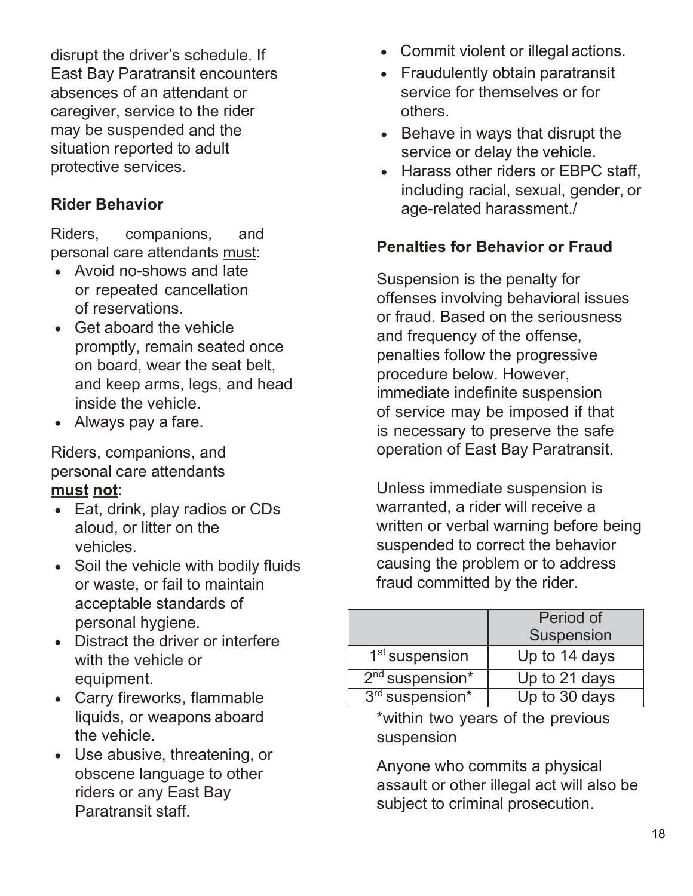disrupt the driver's schedule. If East Bay Paratransit encounters absences of an attendant or caregiver, service to the rider may be suspended and the situation reported to adult protective services.

**Rider Behavior**

Riders, companions, and personal care attendants must:

- Avoid no-shows and late or repeated cancellation of reservations.
- Get aboard the vehicle promptly, remain seated once on board, wear the seat belt, and keep arms, legs, and head inside the vehicle.
- Always pay a fare.

Riders, companions, and personal care attendants **must not**:

- Eat, drink, play radios or CDs aloud, or litter on the vehicles.
- Soil the vehicle with bodily fluids or waste, or fail to maintain acceptable standards of personal hygiene.
- Distract the driver or interfere with the vehicle or equipment.
- Carry fireworks, flammable liquids, or weapons aboard the vehicle.
- Use abusive, threatening, or obscene language to other riders or any East Bay Paratransit staff.
- Commit violent or illegal actions.
- Fraudulently obtain paratransit service for themselves or for others.
- Behave in ways that disrupt the service or delay the vehicle.
- Harass other riders or EBPC staff, including racial, sexual, gender, or age-related harassment./

**Penalties for Behavior or Fraud**

Suspension is the penalty for offenses involving behavioral issues or fraud. Based on the seriousness and frequency of the offense, penalties follow the progressive procedure below. However, immediate indefinite suspension of service may be imposed if that is necessary to preserve the safe operation of East Bay Paratransit.

Unless immediate suspension is warranted, a rider will receive a written or verbal warning before being suspended to correct the behavior causing the problem or to address fraud committed by the rider.

| | Period of Suspension |
|---|---|
| 1st suspension | Up to 14 days |
| 2nd suspension* | Up to 21 days |
| 3rd suspension* | Up to 30 days |

*within two years of the previous suspension

Anyone who commits a physical assault or other illegal act will also be subject to criminal prosecution.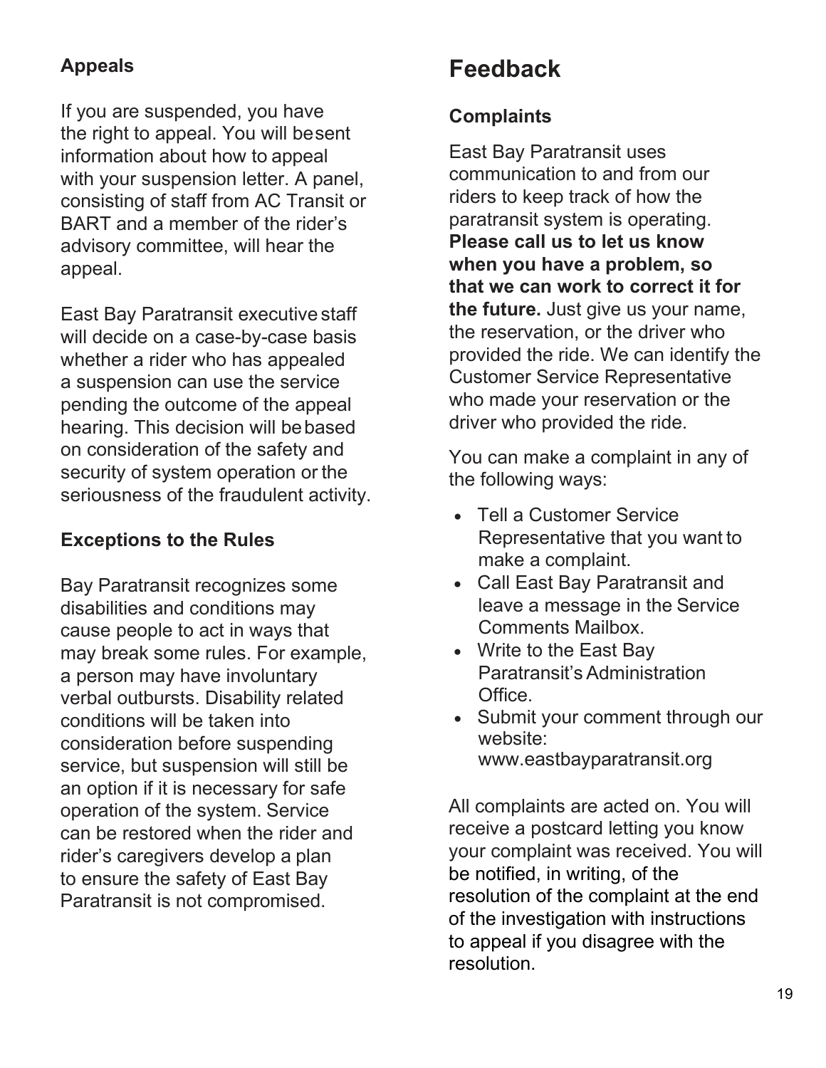### Appeals

If you are suspended, you have the right to appeal. You will besent information about how to appeal with your suspension letter. A panel, consisting of staff from AC Transit or BART and a member of the rider's advisory committee, will hear the appeal.

East Bay Paratransit executive staff will decide on a case-by-case basis whether a rider who has appealed a suspension can use the service pending the outcome of the appeal hearing. This decision will bebased on consideration of the safety and security of system operation or the seriousness of the fraudulent activity.

### Exceptions to the Rules

Bay Paratransit recognizes some disabilities and conditions may cause people to act in ways that may break some rules. For example, a person may have involuntary verbal outbursts. Disability related conditions will be taken into consideration before suspending service, but suspension will still be an option if it is necessary for safe operation of the system. Service can be restored when the rider and rider's caregivers develop a plan to ensure the safety of East Bay Paratransit is not compromised.

## Feedback

### Complaints

East Bay Paratransit uses communication to and from our riders to keep track of how the paratransit system is operating. **Please call us to let us know when you have a problem, so that we can work to correct it for the future.** Just give us your name, the reservation, or the driver who provided the ride. We can identify the Customer Service Representative who made your reservation or the driver who provided the ride.

You can make a complaint in any of the following ways:

- Tell a Customer Service Representative that you want to make a complaint.
- Call East Bay Paratransit and leave a message in the Service Comments Mailbox.
- Write to the East Bay Paratransit's Administration Office.
- Submit your comment through our website: www.eastbayparatransit.org

All complaints are acted on. You will receive a postcard letting you know your complaint was received. You will be notified, in writing, of the resolution of the complaint at the end of the investigation with instructions to appeal if you disagree with the resolution.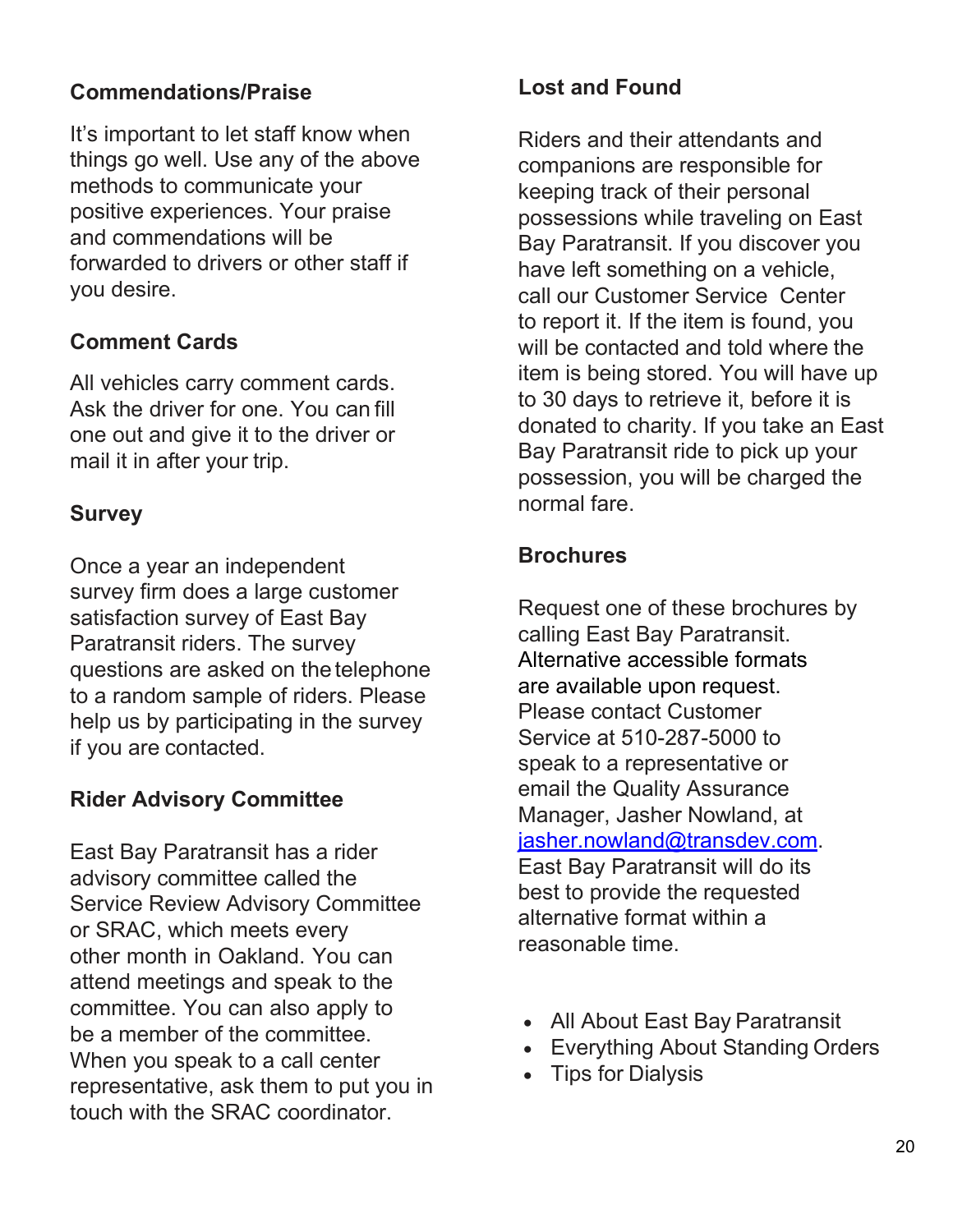### Commendations/Praise

It's important to let staff know when things go well. Use any of the above methods to communicate your positive experiences. Your praise and commendations will be forwarded to drivers or other staff if you desire.

### Comment Cards

All vehicles carry comment cards. Ask the driver for one. You can fill one out and give it to the driver or mail it in after your trip.

### Survey

Once a year an independent survey firm does a large customer satisfaction survey of East Bay Paratransit riders. The survey questions are asked on the telephone to a random sample of riders. Please help us by participating in the survey if you are contacted.

### Rider Advisory Committee

East Bay Paratransit has a rider advisory committee called the Service Review Advisory Committee or SRAC, which meets every other month in Oakland. You can attend meetings and speak to the committee. You can also apply to be a member of the committee. When you speak to a call center representative, ask them to put you in touch with the SRAC coordinator.

### Lost and Found

Riders and their attendants and companions are responsible for keeping track of their personal possessions while traveling on East Bay Paratransit. If you discover you have left something on a vehicle, call our Customer Service Center to report it. If the item is found, you will be contacted and told where the item is being stored. You will have up to 30 days to retrieve it, before it is donated to charity. If you take an East Bay Paratransit ride to pick up your possession, you will be charged the normal fare.

### Brochures

Request one of these brochures by calling East Bay Paratransit. Alternative accessible formats are available upon request. Please contact Customer Service at 510-287-5000 to speak to a representative or email the Quality Assurance Manager, Jasher Nowland, at [jasher.nowland@transdev.com](mailto:jasher.nowland@transdev.com). East Bay Paratransit will do its best to provide the requested alternative format within a reasonable time.

- All About East Bay Paratransit
- Everything About Standing Orders
- Tips for Dialysis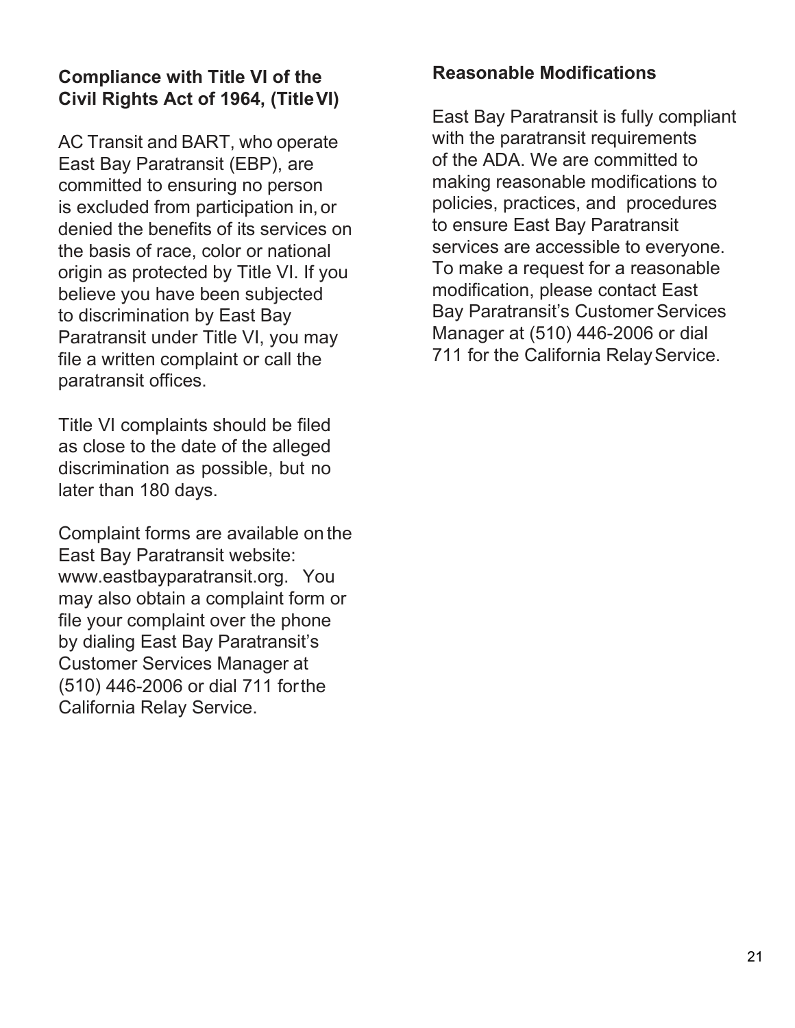### Compliance with Title VI of the Civil Rights Act of 1964, (Title VI)

AC Transit and BART, who operate East Bay Paratransit (EBP), are committed to ensuring no person is excluded from participation in, or denied the benefits of its services on the basis of race, color or national origin as protected by Title VI. If you believe you have been subjected to discrimination by East Bay Paratransit under Title VI, you may file a written complaint or call the paratransit offices.

Title VI complaints should be filed as close to the date of the alleged discrimination as possible, but no later than 180 days.

Complaint forms are available on the East Bay Paratransit website: www.eastbayparatransit.org. You may also obtain a complaint form or file your complaint over the phone by dialing East Bay Paratransit's Customer Services Manager at (510) 446-2006 or dial 711 for the California Relay Service.

### Reasonable Modifications

East Bay Paratransit is fully compliant with the paratransit requirements of the ADA. We are committed to making reasonable modifications to policies, practices, and procedures to ensure East Bay Paratransit services are accessible to everyone. To make a request for a reasonable modification, please contact East Bay Paratransit's Customer Services Manager at (510) 446-2006 or dial 711 for the California Relay Service.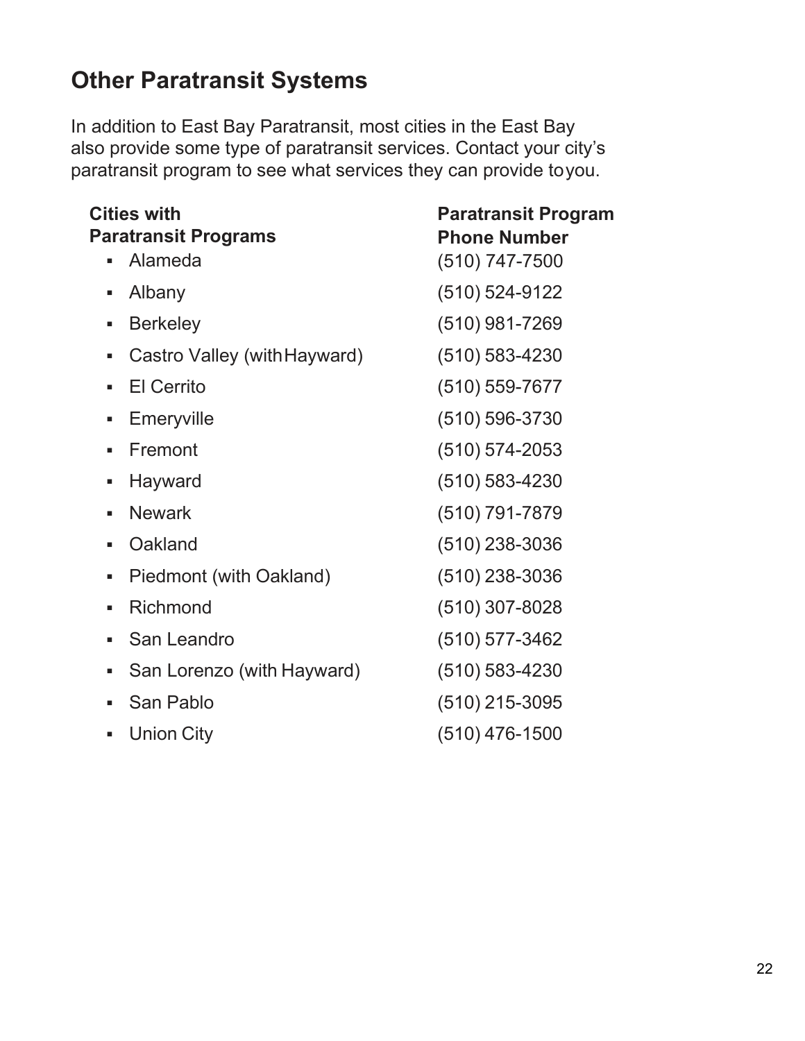## Other Paratransit Systems

In addition to East Bay Paratransit, most cities in the East Bay also provide some type of paratransit services. Contact your city's paratransit program to see what services they can provide to you.

| Cities with Paratransit Programs | Paratransit Program Phone Number |
|---|---|
| Alameda | (510) 747-7500 |
| Albany | (510) 524-9122 |
| Berkeley | (510) 981-7269 |
| Castro Valley (with Hayward) | (510) 583-4230 |
| El Cerrito | (510) 559-7677 |
| Emeryville | (510) 596-3730 |
| Fremont | (510) 574-2053 |
| Hayward | (510) 583-4230 |
| Newark | (510) 791-7879 |
| Oakland | (510) 238-3036 |
| Piedmont (with Oakland) | (510) 238-3036 |
| Richmond | (510) 307-8028 |
| San Leandro | (510) 577-3462 |
| San Lorenzo (with Hayward) | (510) 583-4230 |
| San Pablo | (510) 215-3095 |
| Union City | (510) 476-1500 |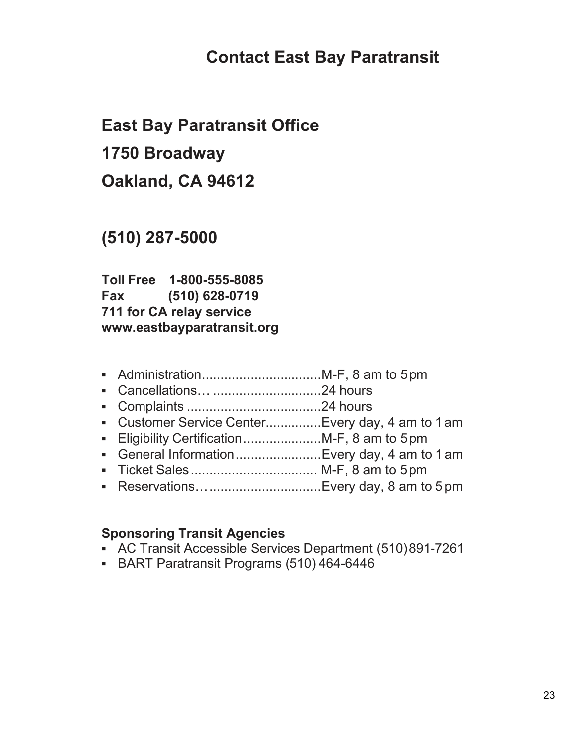# Contact East Bay Paratransit

## East Bay Paratransit Office

## 1750 Broadway

## Oakland, CA 94612

## (510) 287-5000

**Toll Free 1-800-555-8085**
**Fax (510) 628-0719**
**711 for CA relay service**
**www.eastbayparatransit.org**

- Administration................................M-F, 8 am to 5 pm
- Cancellations… .............................24 hours
- Complaints ....................................24 hours
- Customer Service Center...............Every day, 4 am to 1 am
- Eligibility Certification.....................M-F, 8 am to 5 pm
- General Information.......................Every day, 4 am to 1 am
- Ticket Sales.................................. M-F, 8 am to 5 pm
- Reservations….............................Every day, 8 am to 5 pm

**Sponsoring Transit Agencies**

- AC Transit Accessible Services Department (510) 891-7261
- BART Paratransit Programs (510) 464-6446